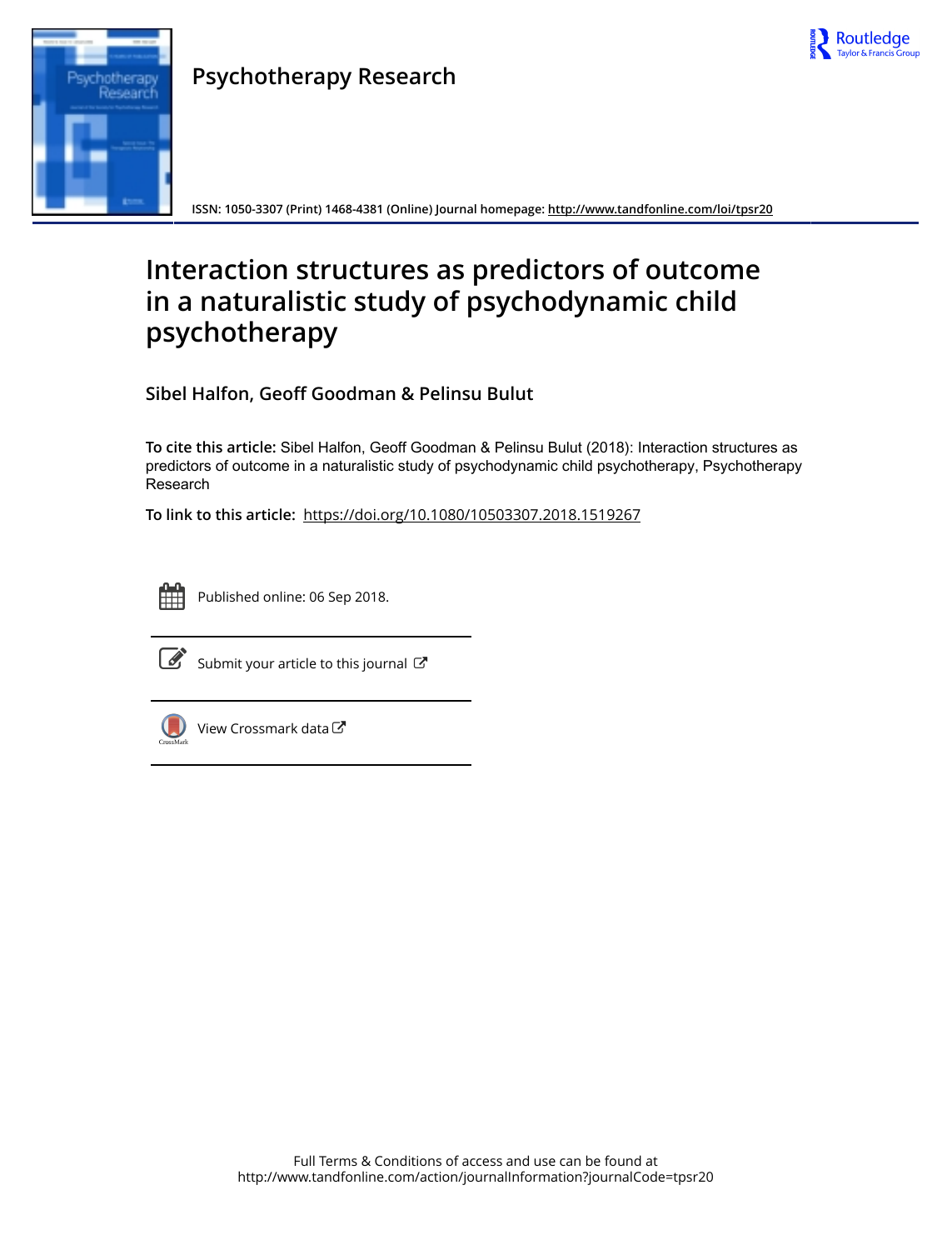Psychotherapy Research

ISSN: 1050-3307 (Print) 1468-4381 (Online) Journal homepage: http://www.tandfonline.com/loi/tpsr20

# Interaction structures as predictors of outcome in a naturalistic study of psychodynamic child psychotherapy

**Sibel Halfon, Geoff Goodman & Pelinsu Bulut**

**To cite this article:** Sibel Halfon, Geoff Goodman & Pelinsu Bulut (2018): Interaction structures as predictors of outcome in a naturalistic study of psychodynamic child psychotherapy, Psychotherapy Research

**To link to this article:** https://doi.org/10.1080/10503307.2018.1519267

Published online: 06 Sep 2018.

Submit your article to this journal

View Crossmark data

Full Terms & Conditions of access and use can be found at
http://www.tandfonline.com/action/journalInformation?journalCode=tpsr20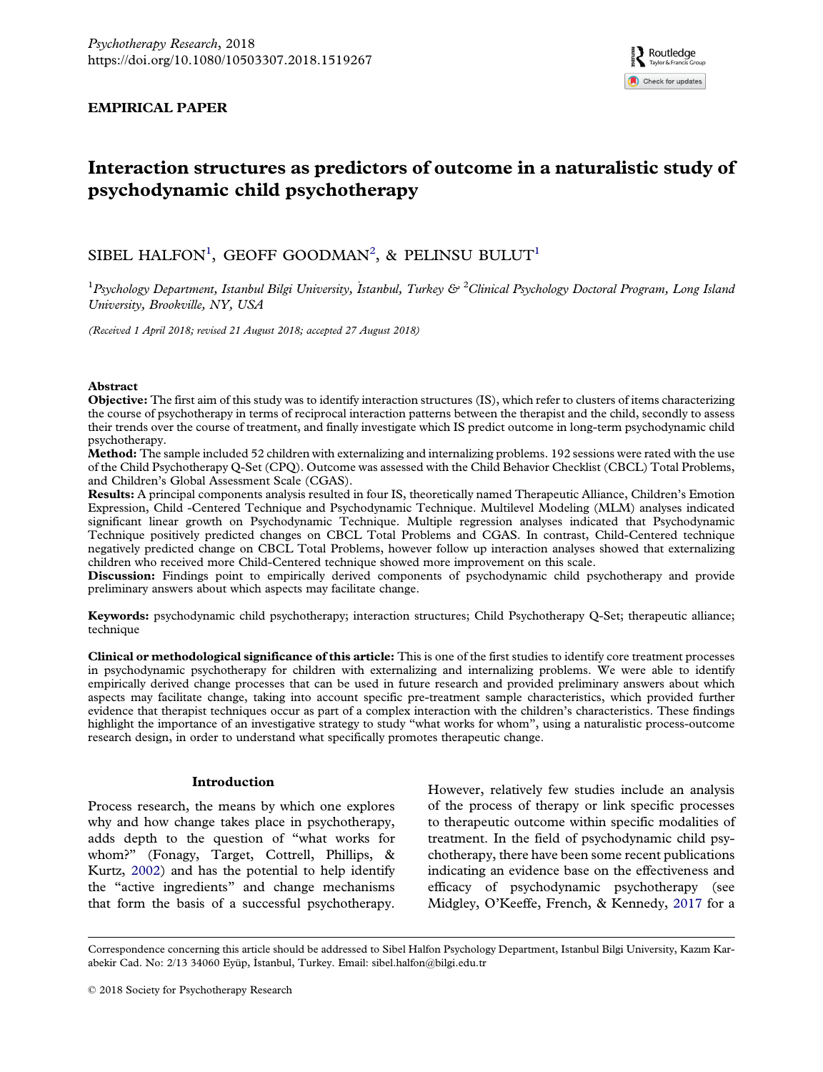EMPIRICAL PAPER

# Interaction structures as predictors of outcome in a naturalistic study of psychodynamic child psychotherapy

SIBEL HALFON[1], GEOFF GOODMAN[2], & PELINSU BULUT[1]

[1]*Psychology Department, Istanbul Bilgi University, İstanbul, Turkey & [2]Clinical Psychology Doctoral Program, Long Island University, Brookville, NY, USA*

*(Received 1 April 2018; revised 21 August 2018; accepted 27 August 2018)*

## Abstract

**Objective:** The first aim of this study was to identify interaction structures (IS), which refer to clusters of items characterizing the course of psychotherapy in terms of reciprocal interaction patterns between the therapist and the child, secondly to assess their trends over the course of treatment, and finally investigate which IS predict outcome in long-term psychodynamic child psychotherapy.

**Method:** The sample included 52 children with externalizing and internalizing problems. 192 sessions were rated with the use of the Child Psychotherapy Q-Set (CPQ). Outcome was assessed with the Child Behavior Checklist (CBCL) Total Problems, and Children's Global Assessment Scale (CGAS).

**Results:** A principal components analysis resulted in four IS, theoretically named Therapeutic Alliance, Children's Emotion Expression, Child -Centered Technique and Psychodynamic Technique. Multilevel Modeling (MLM) analyses indicated significant linear growth on Psychodynamic Technique. Multiple regression analyses indicated that Psychodynamic Technique positively predicted changes on CBCL Total Problems and CGAS. In contrast, Child-Centered technique negatively predicted change on CBCL Total Problems, however follow up interaction analyses showed that externalizing children who received more Child-Centered technique showed more improvement on this scale.

**Discussion:** Findings point to empirically derived components of psychodynamic child psychotherapy and provide preliminary answers about which aspects may facilitate change.

**Keywords:** psychodynamic child psychotherapy; interaction structures; Child Psychotherapy Q-Set; therapeutic alliance; technique

**Clinical or methodological significance of this article:** This is one of the first studies to identify core treatment processes in psychodynamic psychotherapy for children with externalizing and internalizing problems. We were able to identify empirically derived change processes that can be used in future research and provided preliminary answers about which aspects may facilitate change, taking into account specific pre-treatment sample characteristics, which provided further evidence that therapist techniques occur as part of a complex interaction with the children's characteristics. These findings highlight the importance of an investigative strategy to study "what works for whom", using a naturalistic process-outcome research design, in order to understand what specifically promotes therapeutic change.

## Introduction

Process research, the means by which one explores why and how change takes place in psychotherapy, adds depth to the question of "what works for whom?" (Fonagy, Target, Cottrell, Phillips, & Kurtz, 2002) and has the potential to help identify the "active ingredients" and change mechanisms that form the basis of a successful psychotherapy. However, relatively few studies include an analysis of the process of therapy or link specific processes to therapeutic outcome within specific modalities of treatment. In the field of psychodynamic child psychotherapy, there have been some recent publications indicating an evidence base on the effectiveness and efficacy of psychodynamic psychotherapy (see Midgley, O'Keeffe, French, & Kennedy, 2017 for a

Correspondence concerning this article should be addressed to Sibel Halfon Psychology Department, Istanbul Bilgi University, Kazım Karabekir Cad. No: 2/13 34060 Eyüp, İstanbul, Turkey. Email: sibel.halfon@bilgi.edu.tr

© 2018 Society for Psychotherapy Research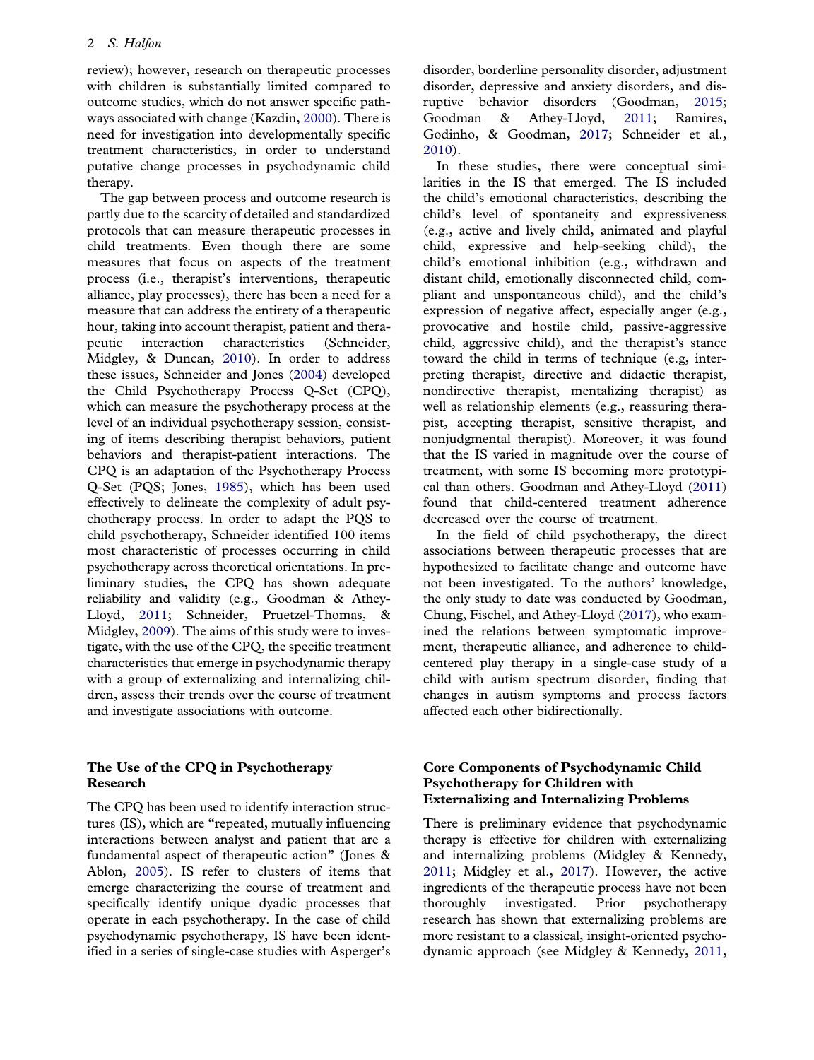review); however, research on therapeutic processes with children is substantially limited compared to outcome studies, which do not answer specific pathways associated with change (Kazdin, 2000). There is need for investigation into developmentally specific treatment characteristics, in order to understand putative change processes in psychodynamic child therapy.

The gap between process and outcome research is partly due to the scarcity of detailed and standardized protocols that can measure therapeutic processes in child treatments. Even though there are some measures that focus on aspects of the treatment process (i.e., therapist's interventions, therapeutic alliance, play processes), there has been a need for a measure that can address the entirety of a therapeutic hour, taking into account therapist, patient and therapeutic interaction characteristics (Schneider, Midgley, & Duncan, 2010). In order to address these issues, Schneider and Jones (2004) developed the Child Psychotherapy Process Q-Set (CPQ), which can measure the psychotherapy process at the level of an individual psychotherapy session, consisting of items describing therapist behaviors, patient behaviors and therapist-patient interactions. The CPQ is an adaptation of the Psychotherapy Process Q-Set (PQS; Jones, 1985), which has been used effectively to delineate the complexity of adult psychotherapy process. In order to adapt the PQS to child psychotherapy, Schneider identified 100 items most characteristic of processes occurring in child psychotherapy across theoretical orientations. In preliminary studies, the CPQ has shown adequate reliability and validity (e.g., Goodman & Athey-Lloyd, 2011; Schneider, Pruetzel-Thomas, & Midgley, 2009). The aims of this study were to investigate, with the use of the CPQ, the specific treatment characteristics that emerge in psychodynamic therapy with a group of externalizing and internalizing children, assess their trends over the course of treatment and investigate associations with outcome.

## The Use of the CPQ in Psychotherapy Research

The CPQ has been used to identify interaction structures (IS), which are "repeated, mutually influencing interactions between analyst and patient that are a fundamental aspect of therapeutic action" (Jones & Ablon, 2005). IS refer to clusters of items that emerge characterizing the course of treatment and specifically identify unique dyadic processes that operate in each psychotherapy. In the case of child psychodynamic psychotherapy, IS have been identified in a series of single-case studies with Asperger's disorder, borderline personality disorder, adjustment disorder, depressive and anxiety disorders, and disruptive behavior disorders (Goodman, 2015; Goodman & Athey-Lloyd, 2011; Ramires, Godinho, & Goodman, 2017; Schneider et al., 2010).

In these studies, there were conceptual similarities in the IS that emerged. The IS included the child's emotional characteristics, describing the child's level of spontaneity and expressiveness (e.g., active and lively child, animated and playful child, expressive and help-seeking child), the child's emotional inhibition (e.g., withdrawn and distant child, emotionally disconnected child, compliant and unspontaneous child), and the child's expression of negative affect, especially anger (e.g., provocative and hostile child, passive-aggressive child, aggressive child), and the therapist's stance toward the child in terms of technique (e.g, interpreting therapist, directive and didactic therapist, nondirective therapist, mentalizing therapist) as well as relationship elements (e.g., reassuring therapist, accepting therapist, sensitive therapist, and nonjudgmental therapist). Moreover, it was found that the IS varied in magnitude over the course of treatment, with some IS becoming more prototypical than others. Goodman and Athey-Lloyd (2011) found that child-centered treatment adherence decreased over the course of treatment.

In the field of child psychotherapy, the direct associations between therapeutic processes that are hypothesized to facilitate change and outcome have not been investigated. To the authors' knowledge, the only study to date was conducted by Goodman, Chung, Fischel, and Athey-Lloyd (2017), who examined the relations between symptomatic improvement, therapeutic alliance, and adherence to child-centered play therapy in a single-case study of a child with autism spectrum disorder, finding that changes in autism symptoms and process factors affected each other bidirectionally.

## Core Components of Psychodynamic Child Psychotherapy for Children with Externalizing and Internalizing Problems

There is preliminary evidence that psychodynamic therapy is effective for children with externalizing and internalizing problems (Midgley & Kennedy, 2011; Midgley et al., 2017). However, the active ingredients of the therapeutic process have not been thoroughly investigated. Prior psychotherapy research has shown that externalizing problems are more resistant to a classical, insight-oriented psychodynamic approach (see Midgley & Kennedy, 2011,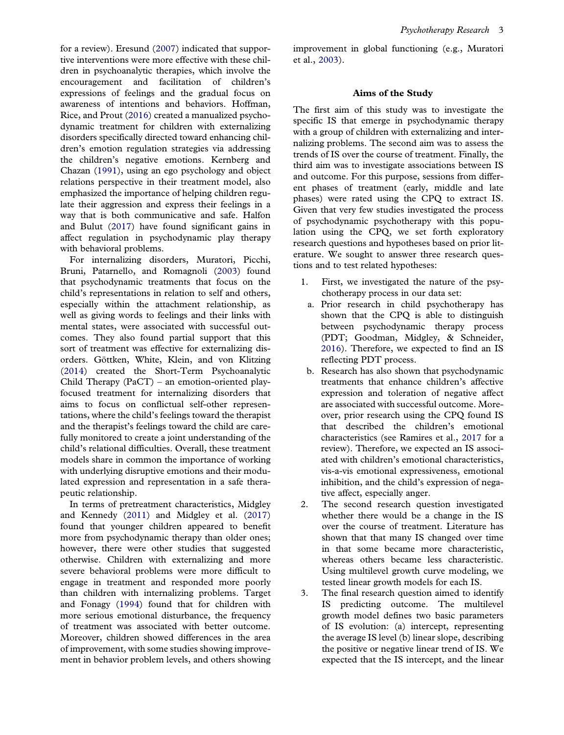for a review). Eresund (2007) indicated that supportive interventions were more effective with these children in psychoanalytic therapies, which involve the encouragement and facilitation of children's expressions of feelings and the gradual focus on awareness of intentions and behaviors. Hoffman, Rice, and Prout (2016) created a manualized psychodynamic treatment for children with externalizing disorders specifically directed toward enhancing children's emotion regulation strategies via addressing the children's negative emotions. Kernberg and Chazan (1991), using an ego psychology and object relations perspective in their treatment model, also emphasized the importance of helping children regulate their aggression and express their feelings in a way that is both communicative and safe. Halfon and Bulut (2017) have found significant gains in affect regulation in psychodynamic play therapy with behavioral problems.

For internalizing disorders, Muratori, Picchi, Bruni, Patarnello, and Romagnoli (2003) found that psychodynamic treatments that focus on the child's representations in relation to self and others, especially within the attachment relationship, as well as giving words to feelings and their links with mental states, were associated with successful outcomes. They also found partial support that this sort of treatment was effective for externalizing disorders. Göttken, White, Klein, and von Klitzing (2014) created the Short-Term Psychoanalytic Child Therapy (PaCT) – an emotion-oriented play-focused treatment for internalizing disorders that aims to focus on conflictual self-other representations, where the child's feelings toward the therapist and the therapist's feelings toward the child are carefully monitored to create a joint understanding of the child's relational difficulties. Overall, these treatment models share in common the importance of working with underlying disruptive emotions and their modulated expression and representation in a safe therapeutic relationship.

In terms of pretreatment characteristics, Midgley and Kennedy (2011) and Midgley et al. (2017) found that younger children appeared to benefit more from psychodynamic therapy than older ones; however, there were other studies that suggested otherwise. Children with externalizing and more severe behavioral problems were more difficult to engage in treatment and responded more poorly than children with internalizing problems. Target and Fonagy (1994) found that for children with more serious emotional disturbance, the frequency of treatment was associated with better outcome. Moreover, children showed differences in the area of improvement, with some studies showing improvement in behavior problem levels, and others showing improvement in global functioning (e.g., Muratori et al., 2003).

## Aims of the Study

The first aim of this study was to investigate the specific IS that emerge in psychodynamic therapy with a group of children with externalizing and internalizing problems. The second aim was to assess the trends of IS over the course of treatment. Finally, the third aim was to investigate associations between IS and outcome. For this purpose, sessions from different phases of treatment (early, middle and late phases) were rated using the CPQ to extract IS. Given that very few studies investigated the process of psychodynamic psychotherapy with this population using the CPQ, we set forth exploratory research questions and hypotheses based on prior literature. We sought to answer three research questions and to test related hypotheses:

1. First, we investigated the nature of the psychotherapy process in our data set:
   a. Prior research in child psychotherapy has shown that the CPQ is able to distinguish between psychodynamic therapy process (PDT; Goodman, Midgley, & Schneider, 2016). Therefore, we expected to find an IS reflecting PDT process.
   b. Research has also shown that psychodynamic treatments that enhance children's affective expression and toleration of negative affect are associated with successful outcome. Moreover, prior research using the CPQ found IS that described the children's emotional characteristics (see Ramires et al., 2017 for a review). Therefore, we expected an IS associated with children's emotional characteristics, vis-a-vis emotional expressiveness, emotional inhibition, and the child's expression of negative affect, especially anger.
2. The second research question investigated whether there would be a change in the IS over the course of treatment. Literature has shown that many IS changed over time in that some became more characteristic, whereas others became less characteristic. Using multilevel growth curve modeling, we tested linear growth models for each IS.
3. The final research question aimed to identify IS predicting outcome. The multilevel growth model defines two basic parameters of IS evolution: (a) intercept, representing the average IS level (b) linear slope, describing the positive or negative linear trend of IS. We expected that the IS intercept, and the linear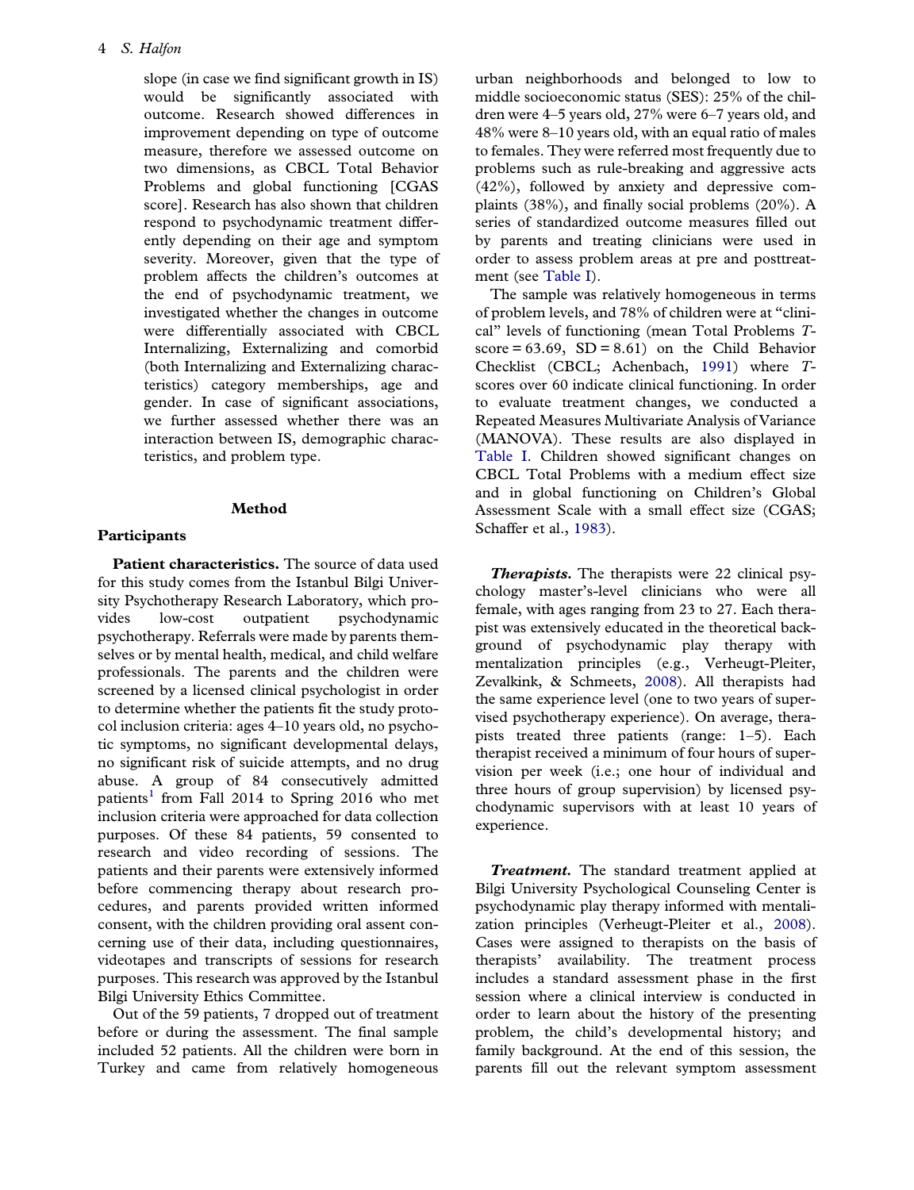slope (in case we find significant growth in IS) would be significantly associated with outcome. Research showed differences in improvement depending on type of outcome measure, therefore we assessed outcome on two dimensions, as CBCL Total Behavior Problems and global functioning [CGAS score]. Research has also shown that children respond to psychodynamic treatment differently depending on their age and symptom severity. Moreover, given that the type of problem affects the children's outcomes at the end of psychodynamic treatment, we investigated whether the changes in outcome were differentially associated with CBCL Internalizing, Externalizing and comorbid (both Internalizing and Externalizing characteristics) category memberships, age and gender. In case of significant associations, we further assessed whether there was an interaction between IS, demographic characteristics, and problem type.

## Method

### Participants

**Patient characteristics.** The source of data used for this study comes from the Istanbul Bilgi University Psychotherapy Research Laboratory, which provides low-cost outpatient psychodynamic psychotherapy. Referrals were made by parents themselves or by mental health, medical, and child welfare professionals. The parents and the children were screened by a licensed clinical psychologist in order to determine whether the patients fit the study protocol inclusion criteria: ages 4–10 years old, no psychotic symptoms, no significant developmental delays, no significant risk of suicide attempts, and no drug abuse. A group of 84 consecutively admitted patients[1] from Fall 2014 to Spring 2016 who met inclusion criteria were approached for data collection purposes. Of these 84 patients, 59 consented to research and video recording of sessions. The patients and their parents were extensively informed before commencing therapy about research procedures, and parents provided written informed consent, with the children providing oral assent concerning use of their data, including questionnaires, videotapes and transcripts of sessions for research purposes. This research was approved by the Istanbul Bilgi University Ethics Committee.

Out of the 59 patients, 7 dropped out of treatment before or during the assessment. The final sample included 52 patients. All the children were born in Turkey and came from relatively homogeneous urban neighborhoods and belonged to low to middle socioeconomic status (SES): 25% of the children were 4–5 years old, 27% were 6–7 years old, and 48% were 8–10 years old, with an equal ratio of males to females. They were referred most frequently due to problems such as rule-breaking and aggressive acts (42%), followed by anxiety and depressive complaints (38%), and finally social problems (20%). A series of standardized outcome measures filled out by parents and treating clinicians were used in order to assess problem areas at pre and posttreatment (see Table I).

The sample was relatively homogeneous in terms of problem levels, and 78% of children were at "clinical" levels of functioning (mean Total Problems $T$-score = 63.69, SD = 8.61) on the Child Behavior Checklist (CBCL; Achenbach, 1991) where $T$-scores over 60 indicate clinical functioning. In order to evaluate treatment changes, we conducted a Repeated Measures Multivariate Analysis of Variance (MANOVA). These results are also displayed in Table I. Children showed significant changes on CBCL Total Problems with a medium effect size and in global functioning on Children's Global Assessment Scale with a small effect size (CGAS; Schaffer et al., 1983).

***Therapists.*** The therapists were 22 clinical psychology master's-level clinicians who were all female, with ages ranging from 23 to 27. Each therapist was extensively educated in the theoretical background of psychodynamic play therapy with mentalization principles (e.g., Verheugt-Pleiter, Zevalkink, & Schmeets, 2008). All therapists had the same experience level (one to two years of supervised psychotherapy experience). On average, therapists treated three patients (range: 1–5). Each therapist received a minimum of four hours of supervision per week (i.e.; one hour of individual and three hours of group supervision) by licensed psychodynamic supervisors with at least 10 years of experience.

***Treatment.*** The standard treatment applied at Bilgi University Psychological Counseling Center is psychodynamic play therapy informed with mentalization principles (Verheugt-Pleiter et al., 2008). Cases were assigned to therapists on the basis of therapists' availability. The treatment process includes a standard assessment phase in the first session where a clinical interview is conducted in order to learn about the history of the presenting problem, the child's developmental history; and family background. At the end of this session, the parents fill out the relevant symptom assessment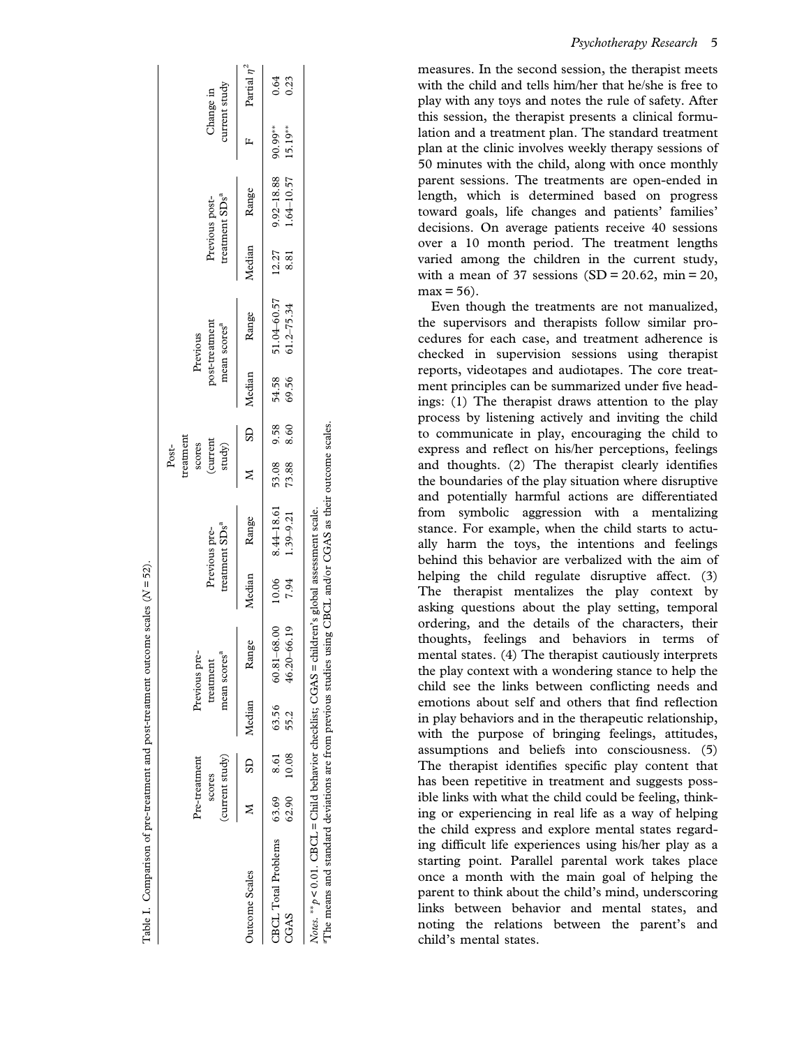Table I. Comparison of pre-treatment and post-treatment outcome scales ($N = 52$).

| Outcome Scales | Pre-treatment scores (current study) | | Previous pre-treatment mean scores[a] | | Previous pre-treatment SDs[a] | | Post-treatment scores (current study) | | Previous post-treatment mean scores[a] | | Previous post-treatment SDs[a] | | Change in current study | |
|---|---|---|---|---|---|---|---|---|---|---|---|---|---|---|
| | M | SD | Median | Range | Median | Range | M | SD | Median | Range | Median | Range | F | Partial $\eta^2$ |
| CBCL Total Problems | 63.69 | 8.61 | 63.56 | 60.81–68.00 | 10.06 | 8.44–18.61 | 53.08 | 9.58 | 54.58 | 51.04–60.57 | 12.27 | 9.92–18.88 | 90.99** | 0.64 |
| CGAS | 62.90 | 10.08 | 55.2 | 46.20–66.19 | 7.94 | 1.39–9.21 | 73.88 | 8.60 | 69.56 | 61.2–75.34 | 8.81 | 1.64–10.57 | 15.19** | 0.23 |

*Notes*. $^{**}p < 0.01$. CBCL = Child behavior checklist; CGAS = children's global assessment scale.
[a]The means and standard deviations are from previous studies using CBCL and/or CGAS as their outcome scales.

measures. In the second session, the therapist meets with the child and tells him/her that he/she is free to play with any toys and notes the rule of safety. After this session, the therapist presents a clinical formulation and a treatment plan. The standard treatment plan at the clinic involves weekly therapy sessions of 50 minutes with the child, along with once monthly parent sessions. The treatments are open-ended in length, which is determined based on progress toward goals, life changes and patients' families' decisions. On average patients receive 40 sessions over a 10 month period. The treatment lengths varied among the children in the current study, with a mean of 37 sessions (SD = 20.62, min = 20, max = 56).

Even though the treatments are not manualized, the supervisors and therapists follow similar procedures for each case, and treatment adherence is checked in supervision sessions using therapist reports, videotapes and audiotapes. The core treatment principles can be summarized under five headings: (1) The therapist draws attention to the play process by listening actively and inviting the child to communicate in play, encouraging the child to express and reflect on his/her perceptions, feelings and thoughts. (2) The therapist clearly identifies the boundaries of the play situation where disruptive and potentially harmful actions are differentiated from symbolic aggression with a mentalizing stance. For example, when the child starts to actually harm the toys, the intentions and feelings behind this behavior are verbalized with the aim of helping the child regulate disruptive affect. (3) The therapist mentalizes the play context by asking questions about the play setting, temporal ordering, and the details of the characters, their thoughts, feelings and behaviors in terms of mental states. (4) The therapist cautiously interprets the play context with a wondering stance to help the child see the links between conflicting needs and emotions about self and others that find reflection in play behaviors and in the therapeutic relationship, with the purpose of bringing feelings, attitudes, assumptions and beliefs into consciousness. (5) The therapist identifies specific play content that has been repetitive in treatment and suggests possible links with what the child could be feeling, thinking or experiencing in real life as a way of helping the child express and explore mental states regarding difficult life experiences using his/her play as a starting point. Parallel parental work takes place once a month with the main goal of helping the parent to think about the child's mind, underscoring links between behavior and mental states, and noting the relations between the parent's and child's mental states.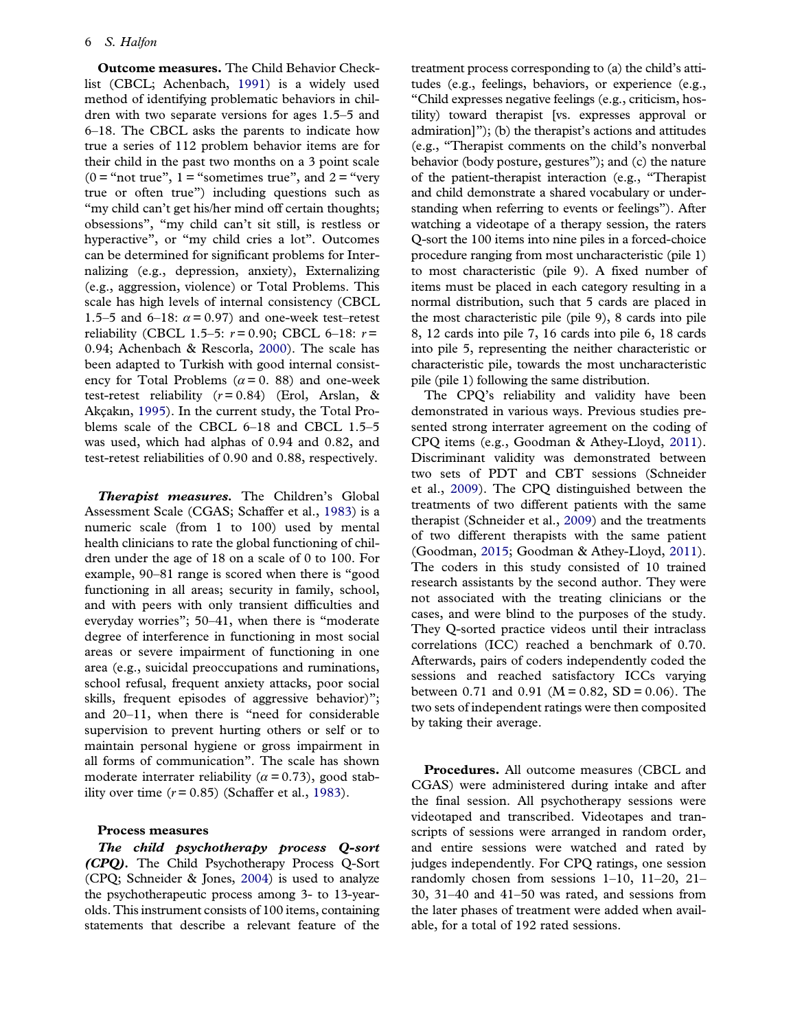**Outcome measures.** The Child Behavior Checklist (CBCL; Achenbach, 1991) is a widely used method of identifying problematic behaviors in children with two separate versions for ages 1.5–5 and 6–18. The CBCL asks the parents to indicate how true a series of 112 problem behavior items are for their child in the past two months on a 3 point scale (0 = "not true", 1 = "sometimes true", and 2 = "very true or often true") including questions such as "my child can't get his/her mind off certain thoughts; obsessions", "my child can't sit still, is restless or hyperactive", or "my child cries a lot". Outcomes can be determined for significant problems for Internalizing (e.g., depression, anxiety), Externalizing (e.g., aggression, violence) or Total Problems. This scale has high levels of internal consistency (CBCL 1.5–5 and 6–18: $\alpha = 0.97$) and one-week test–retest reliability (CBCL 1.5–5: $r = 0.90$; CBCL 6–18: $r = 0.94$; Achenbach & Rescorla, 2000). The scale has been adapted to Turkish with good internal consistency for Total Problems ($\alpha = 0.88$) and one-week test-retest reliability ($r = 0.84$) (Erol, Arslan, & Akçakın, 1995). In the current study, the Total Problems scale of the CBCL 6–18 and CBCL 1.5–5 was used, which had alphas of 0.94 and 0.82, and test-retest reliabilities of 0.90 and 0.88, respectively.

***Therapist measures.*** The Children's Global Assessment Scale (CGAS; Schaffer et al., 1983) is a numeric scale (from 1 to 100) used by mental health clinicians to rate the global functioning of children under the age of 18 on a scale of 0 to 100. For example, 90–81 range is scored when there is "good functioning in all areas; security in family, school, and with peers with only transient difficulties and everyday worries"; 50–41, when there is "moderate degree of interference in functioning in most social areas or severe impairment of functioning in one area (e.g., suicidal preoccupations and ruminations, school refusal, frequent anxiety attacks, poor social skills, frequent episodes of aggressive behavior)"; and 20–11, when there is "need for considerable supervision to prevent hurting others or self or to maintain personal hygiene or gross impairment in all forms of communication". The scale has shown moderate interrater reliability ($\alpha = 0.73$), good stability over time ($r = 0.85$) (Schaffer et al., 1983).

**Process measures**

***The child psychotherapy process Q-sort (CPQ).*** The Child Psychotherapy Process Q-Sort (CPQ; Schneider & Jones, 2004) is used to analyze the psychotherapeutic process among 3- to 13-year-olds. This instrument consists of 100 items, containing statements that describe a relevant feature of the treatment process corresponding to (a) the child's attitudes (e.g., feelings, behaviors, or experience (e.g., "Child expresses negative feelings (e.g., criticism, hostility) toward therapist [vs. expresses approval or admiration]"); (b) the therapist's actions and attitudes (e.g., "Therapist comments on the child's nonverbal behavior (body posture, gestures"); and (c) the nature of the patient-therapist interaction (e.g., "Therapist and child demonstrate a shared vocabulary or understanding when referring to events or feelings"). After watching a videotape of a therapy session, the raters Q-sort the 100 items into nine piles in a forced-choice procedure ranging from most uncharacteristic (pile 1) to most characteristic (pile 9). A fixed number of items must be placed in each category resulting in a normal distribution, such that 5 cards are placed in the most characteristic pile (pile 9), 8 cards into pile 8, 12 cards into pile 7, 16 cards into pile 6, 18 cards into pile 5, representing the neither characteristic or characteristic pile, towards the most uncharacteristic pile (pile 1) following the same distribution.

The CPQ's reliability and validity have been demonstrated in various ways. Previous studies presented strong interrater agreement on the coding of CPQ items (e.g., Goodman & Athey-Lloyd, 2011). Discriminant validity was demonstrated between two sets of PDT and CBT sessions (Schneider et al., 2009). The CPQ distinguished between the treatments of two different patients with the same therapist (Schneider et al., 2009) and the treatments of two different therapists with the same patient (Goodman, 2015; Goodman & Athey-Lloyd, 2011). The coders in this study consisted of 10 trained research assistants by the second author. They were not associated with the treating clinicians or the cases, and were blind to the purposes of the study. They Q-sorted practice videos until their intraclass correlations (ICC) reached a benchmark of 0.70. Afterwards, pairs of coders independently coded the sessions and reached satisfactory ICCs varying between 0.71 and 0.91 (M = 0.82, SD = 0.06). The two sets of independent ratings were then composited by taking their average.

**Procedures.** All outcome measures (CBCL and CGAS) were administered during intake and after the final session. All psychotherapy sessions were videotaped and transcribed. Videotapes and transcripts of sessions were arranged in random order, and entire sessions were watched and rated by judges independently. For CPQ ratings, one session randomly chosen from sessions 1–10, 11–20, 21–30, 31–40 and 41–50 was rated, and sessions from the later phases of treatment were added when available, for a total of 192 rated sessions.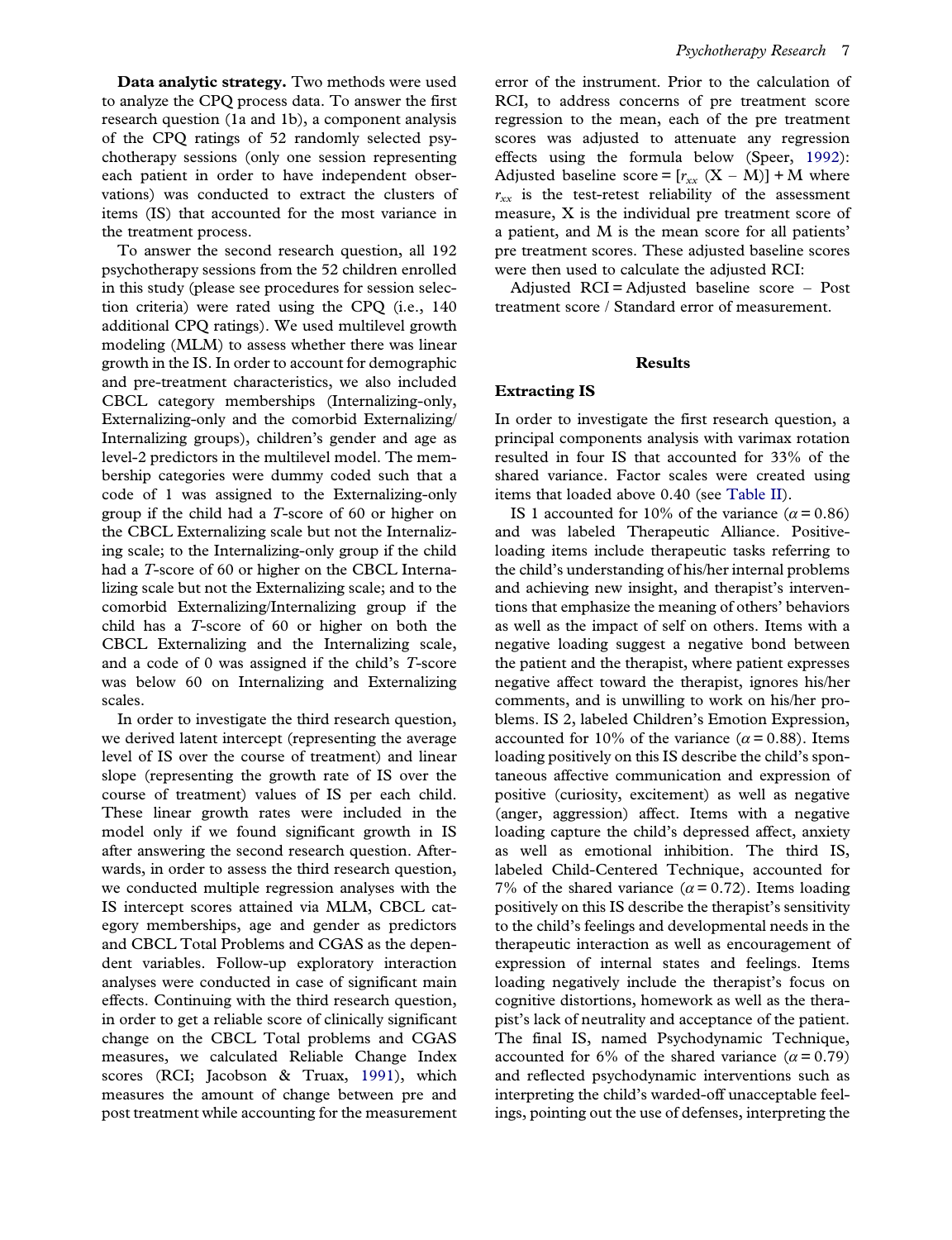**Data analytic strategy.** Two methods were used to analyze the CPQ process data. To answer the first research question (1a and 1b), a component analysis of the CPQ ratings of 52 randomly selected psychotherapy sessions (only one session representing each patient in order to have independent observations) was conducted to extract the clusters of items (IS) that accounted for the most variance in the treatment process.

To answer the second research question, all 192 psychotherapy sessions from the 52 children enrolled in this study (please see procedures for session selection criteria) were rated using the CPQ (i.e., 140 additional CPQ ratings). We used multilevel growth modeling (MLM) to assess whether there was linear growth in the IS. In order to account for demographic and pre-treatment characteristics, we also included CBCL category memberships (Internalizing-only, Externalizing-only and the comorbid Externalizing/Internalizing groups), children's gender and age as level-2 predictors in the multilevel model. The membership categories were dummy coded such that a code of 1 was assigned to the Externalizing-only group if the child had a *T*-score of 60 or higher on the CBCL Externalizing scale but not the Internalizing scale; to the Internalizing-only group if the child had a *T*-score of 60 or higher on the CBCL Internalizing scale but not the Externalizing scale; and to the comorbid Externalizing/Internalizing group if the child has a *T*-score of 60 or higher on both the CBCL Externalizing and the Internalizing scale, and a code of 0 was assigned if the child's *T*-score was below 60 on Internalizing and Externalizing scales.

In order to investigate the third research question, we derived latent intercept (representing the average level of IS over the course of treatment) and linear slope (representing the growth rate of IS over the course of treatment) values of IS per each child. These linear growth rates were included in the model only if we found significant growth in IS after answering the second research question. Afterwards, in order to assess the third research question, we conducted multiple regression analyses with the IS intercept scores attained via MLM, CBCL category memberships, age and gender as predictors and CBCL Total Problems and CGAS as the dependent variables. Follow-up exploratory interaction analyses were conducted in case of significant main effects. Continuing with the third research question, in order to get a reliable score of clinically significant change on the CBCL Total problems and CGAS measures, we calculated Reliable Change Index scores (RCI; Jacobson & Truax, 1991), which measures the amount of change between pre and post treatment while accounting for the measurement error of the instrument. Prior to the calculation of RCI, to address concerns of pre treatment score regression to the mean, each of the pre treatment scores was adjusted to attenuate any regression effects using the formula below (Speer, 1992): Adjusted baseline score = $[r_{xx}\ (X - M)] + M$ where $r_{xx}$ is the test-retest reliability of the assessment measure, X is the individual pre treatment score of a patient, and M is the mean score for all patients' pre treatment scores. These adjusted baseline scores were then used to calculate the adjusted RCI:

Adjusted RCI = Adjusted baseline score − Post treatment score / Standard error of measurement.

## Results

### Extracting IS

In order to investigate the first research question, a principal components analysis with varimax rotation resulted in four IS that accounted for 33% of the shared variance. Factor scales were created using items that loaded above 0.40 (see Table II).

IS 1 accounted for 10% of the variance ($\alpha = 0.86$) and was labeled Therapeutic Alliance. Positive-loading items include therapeutic tasks referring to the child's understanding of his/her internal problems and achieving new insight, and therapist's interventions that emphasize the meaning of others' behaviors as well as the impact of self on others. Items with a negative loading suggest a negative bond between the patient and the therapist, where patient expresses negative affect toward the therapist, ignores his/her comments, and is unwilling to work on his/her problems. IS 2, labeled Children's Emotion Expression, accounted for 10% of the variance ($\alpha = 0.88$). Items loading positively on this IS describe the child's spontaneous affective communication and expression of positive (curiosity, excitement) as well as negative (anger, aggression) affect. Items with a negative loading capture the child's depressed affect, anxiety as well as emotional inhibition. The third IS, labeled Child-Centered Technique, accounted for 7% of the shared variance ($\alpha = 0.72$). Items loading positively on this IS describe the therapist's sensitivity to the child's feelings and developmental needs in the therapeutic interaction as well as encouragement of expression of internal states and feelings. Items loading negatively include the therapist's focus on cognitive distortions, homework as well as the therapist's lack of neutrality and acceptance of the patient. The final IS, named Psychodynamic Technique, accounted for 6% of the shared variance ($\alpha = 0.79$) and reflected psychodynamic interventions such as interpreting the child's warded-off unacceptable feelings, pointing out the use of defenses, interpreting the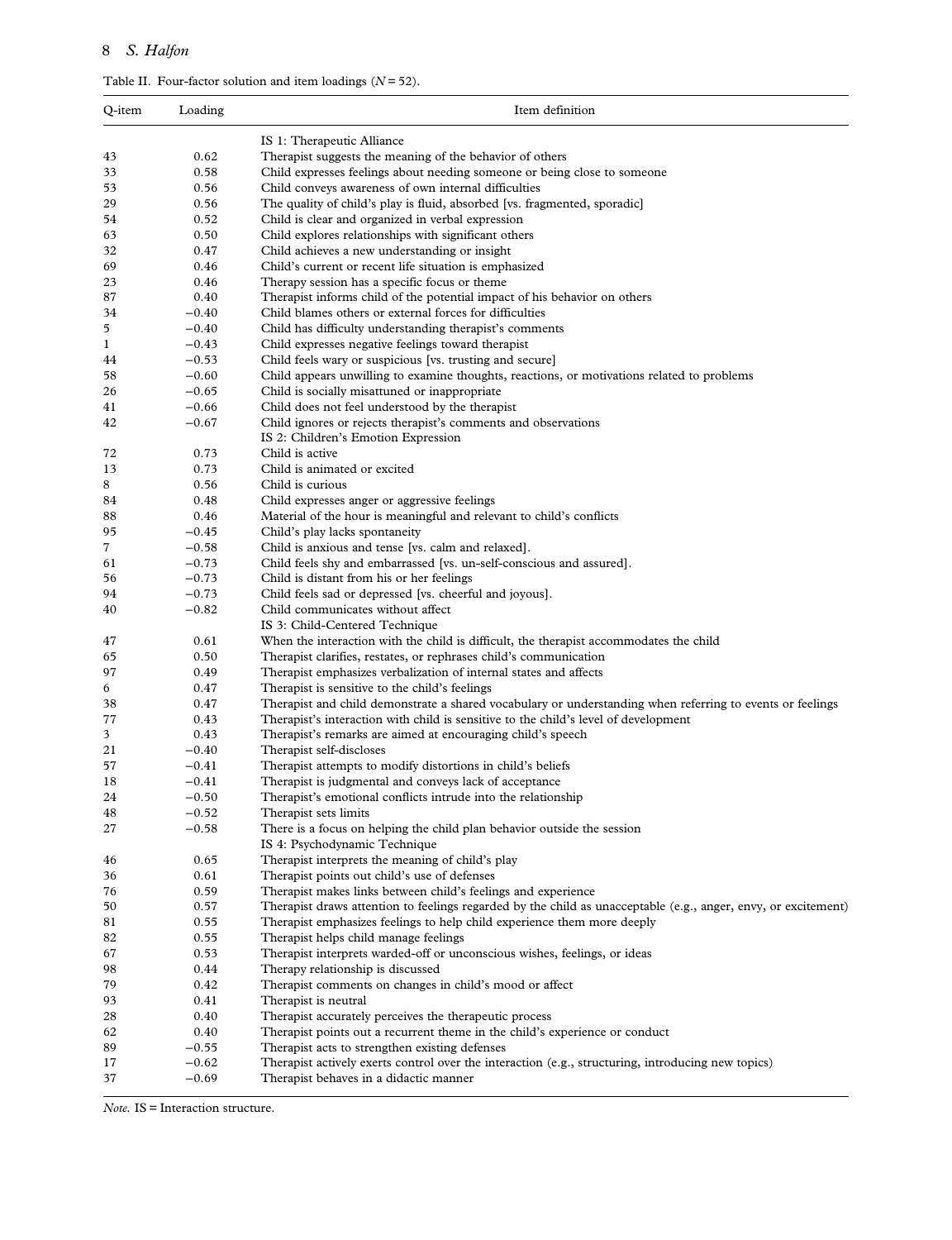Table II. Four-factor solution and item loadings ($N = 52$).

| Q-item | Loading | Item definition |
|---|---|---|
| | | IS 1: Therapeutic Alliance |
| 43 | 0.62 | Therapist suggests the meaning of the behavior of others |
| 33 | 0.58 | Child expresses feelings about needing someone or being close to someone |
| 53 | 0.56 | Child conveys awareness of own internal difficulties |
| 29 | 0.56 | The quality of child's play is fluid, absorbed [vs. fragmented, sporadic] |
| 54 | 0.52 | Child is clear and organized in verbal expression |
| 63 | 0.50 | Child explores relationships with significant others |
| 32 | 0.47 | Child achieves a new understanding or insight |
| 69 | 0.46 | Child's current or recent life situation is emphasized |
| 23 | 0.46 | Therapy session has a specific focus or theme |
| 87 | 0.40 | Therapist informs child of the potential impact of his behavior on others |
| 34 | −0.40 | Child blames others or external forces for difficulties |
| 5 | −0.40 | Child has difficulty understanding therapist's comments |
| 1 | −0.43 | Child expresses negative feelings toward therapist |
| 44 | −0.53 | Child feels wary or suspicious [vs. trusting and secure] |
| 58 | −0.60 | Child appears unwilling to examine thoughts, reactions, or motivations related to problems |
| 26 | −0.65 | Child is socially misattuned or inappropriate |
| 41 | −0.66 | Child does not feel understood by the therapist |
| 42 | −0.67 | Child ignores or rejects therapist's comments and observations |
| | | IS 2: Children's Emotion Expression |
| 72 | 0.73 | Child is active |
| 13 | 0.73 | Child is animated or excited |
| 8 | 0.56 | Child is curious |
| 84 | 0.48 | Child expresses anger or aggressive feelings |
| 88 | 0.46 | Material of the hour is meaningful and relevant to child's conflicts |
| 95 | −0.45 | Child's play lacks spontaneity |
| 7 | −0.58 | Child is anxious and tense [vs. calm and relaxed]. |
| 61 | −0.73 | Child feels shy and embarrassed [vs. un-self-conscious and assured]. |
| 56 | −0.73 | Child is distant from his or her feelings |
| 94 | −0.73 | Child feels sad or depressed [vs. cheerful and joyous]. |
| 40 | −0.82 | Child communicates without affect |
| | | IS 3: Child-Centered Technique |
| 47 | 0.61 | When the interaction with the child is difficult, the therapist accommodates the child |
| 65 | 0.50 | Therapist clarifies, restates, or rephrases child's communication |
| 97 | 0.49 | Therapist emphasizes verbalization of internal states and affects |
| 6 | 0.47 | Therapist is sensitive to the child's feelings |
| 38 | 0.47 | Therapist and child demonstrate a shared vocabulary or understanding when referring to events or feelings |
| 77 | 0.43 | Therapist's interaction with child is sensitive to the child's level of development |
| 3 | 0.43 | Therapist's remarks are aimed at encouraging child's speech |
| 21 | −0.40 | Therapist self-discloses |
| 57 | −0.41 | Therapist attempts to modify distortions in child's beliefs |
| 18 | −0.41 | Therapist is judgmental and conveys lack of acceptance |
| 24 | −0.50 | Therapist's emotional conflicts intrude into the relationship |
| 48 | −0.52 | Therapist sets limits |
| 27 | −0.58 | There is a focus on helping the child plan behavior outside the session |
| | | IS 4: Psychodynamic Technique |
| 46 | 0.65 | Therapist interprets the meaning of child's play |
| 36 | 0.61 | Therapist points out child's use of defenses |
| 76 | 0.59 | Therapist makes links between child's feelings and experience |
| 50 | 0.57 | Therapist draws attention to feelings regarded by the child as unacceptable (e.g., anger, envy, or excitement) |
| 81 | 0.55 | Therapist emphasizes feelings to help child experience them more deeply |
| 82 | 0.55 | Therapist helps child manage feelings |
| 67 | 0.53 | Therapist interprets warded-off or unconscious wishes, feelings, or ideas |
| 98 | 0.44 | Therapy relationship is discussed |
| 79 | 0.42 | Therapist comments on changes in child's mood or affect |
| 93 | 0.41 | Therapist is neutral |
| 28 | 0.40 | Therapist accurately perceives the therapeutic process |
| 62 | 0.40 | Therapist points out a recurrent theme in the child's experience or conduct |
| 89 | −0.55 | Therapist acts to strengthen existing defenses |
| 17 | −0.62 | Therapist actively exerts control over the interaction (e.g., structuring, introducing new topics) |
| 37 | −0.69 | Therapist behaves in a didactic manner |

*Note.* IS = Interaction structure.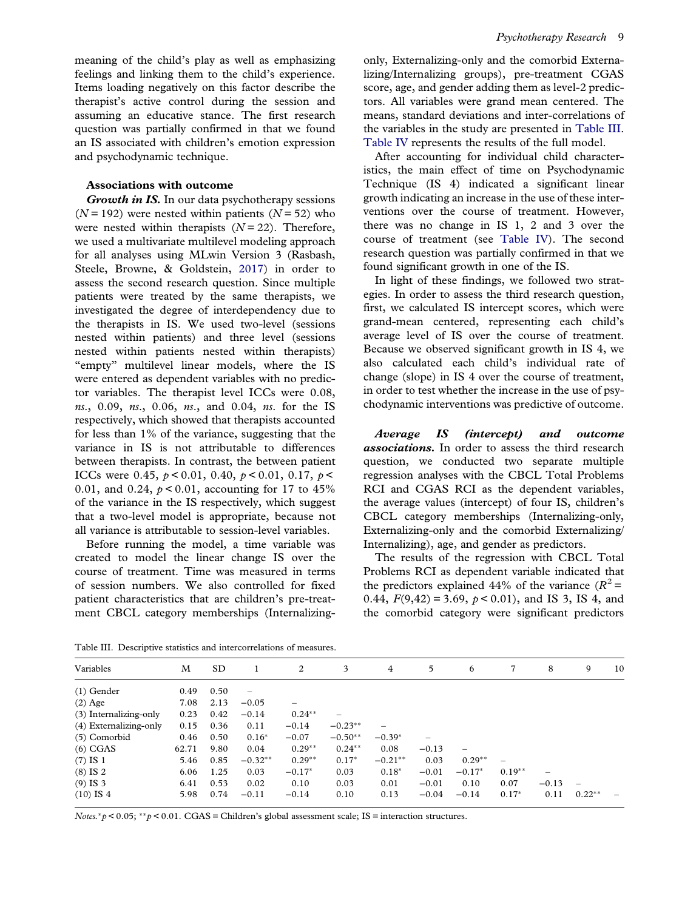meaning of the child's play as well as emphasizing feelings and linking them to the child's experience. Items loading negatively on this factor describe the therapist's active control during the session and assuming an educative stance. The first research question was partially confirmed in that we found an IS associated with children's emotion expression and psychodynamic technique.

### Associations with outcome

***Growth in IS.*** In our data psychotherapy sessions ($N = 192$) were nested within patients ($N = 52$) who were nested within therapists ($N = 22$). Therefore, we used a multivariate multilevel modeling approach for all analyses using MLwin Version 3 (Rasbash, Steele, Browne, & Goldstein, 2017) in order to assess the second research question. Since multiple patients were treated by the same therapists, we investigated the degree of interdependency due to the therapists in IS. We used two-level (sessions nested within patients) and three level (sessions nested within patients nested within therapists) "empty" multilevel linear models, where the IS were entered as dependent variables with no predictor variables. The therapist level ICCs were 0.08, *ns*., 0.09, *ns*., 0.06, *ns*., and 0.04, *ns*. for the IS respectively, which showed that therapists accounted for less than 1% of the variance, suggesting that the variance in IS is not attributable to differences between therapists. In contrast, the between patient ICCs were 0.45, $p < 0.01$, 0.40, $p < 0.01$, 0.17, $p < 0.01$, and 0.24, $p < 0.01$, accounting for 17 to 45% of the variance in the IS respectively, which suggest that a two-level model is appropriate, because not all variance is attributable to session-level variables.

Before running the model, a time variable was created to model the linear change IS over the course of treatment. Time was measured in terms of session numbers. We also controlled for fixed patient characteristics that are children's pre-treatment CBCL category memberships (Internalizing-only, Externalizing-only and the comorbid Externalizing/Internalizing groups), pre-treatment CGAS score, age, and gender adding them as level-2 predictors. All variables were grand mean centered. The means, standard deviations and inter-correlations of the variables in the study are presented in Table III. Table IV represents the results of the full model.

After accounting for individual child characteristics, the main effect of time on Psychodynamic Technique (IS 4) indicated a significant linear growth indicating an increase in the use of these interventions over the course of treatment. However, there was no change in IS 1, 2 and 3 over the course of treatment (see Table IV). The second research question was partially confirmed in that we found significant growth in one of the IS.

In light of these findings, we followed two strategies. In order to assess the third research question, first, we calculated IS intercept scores, which were grand-mean centered, representing each child's average level of IS over the course of treatment. Because we observed significant growth in IS 4, we also calculated each child's individual rate of change (slope) in IS 4 over the course of treatment, in order to test whether the increase in the use of psychodynamic interventions was predictive of outcome.

***Average IS (intercept) and outcome associations.*** In order to assess the third research question, we conducted two separate multiple regression analyses with the CBCL Total Problems RCI and CGAS RCI as the dependent variables, the average values (intercept) of four IS, children's CBCL category memberships (Internalizing-only, Externalizing-only and the comorbid Externalizing/Internalizing), age, and gender as predictors.

The results of the regression with CBCL Total Problems RCI as dependent variable indicated that the predictors explained 44% of the variance ($R^2 = 0.44$, $F(9,42) = 3.69$, $p < 0.01$), and IS 3, IS 4, and the comorbid category were significant predictors

Table III. Descriptive statistics and intercorrelations of measures.

| Variables | M | SD | 1 | 2 | 3 | 4 | 5 | 6 | 7 | 8 | 9 | 10 |
|---|---|---|---|---|---|---|---|---|---|---|---|---|
| (1) Gender | 0.49 | 0.50 | – | | | | | | | | | |
| (2) Age | 7.08 | 2.13 | −0.05 | – | | | | | | | | |
| (3) Internalizing-only | 0.23 | 0.42 | −0.14 | 0.24** | – | | | | | | | |
| (4) Externalizing-only | 0.15 | 0.36 | 0.11 | −0.14 | −0.23** | – | | | | | | |
| (5) Comorbid | 0.46 | 0.50 | 0.16* | −0.07 | −0.50** | −0.39* | – | | | | | |
| (6) CGAS | 62.71 | 9.80 | 0.04 | 0.29** | 0.24** | 0.08 | −0.13 | – | | | | |
| (7) IS 1 | 5.46 | 0.85 | −0.32** | 0.29** | 0.17* | −0.21** | 0.03 | 0.29** | – | | | |
| (8) IS 2 | 6.06 | 1.25 | 0.03 | −0.17* | 0.03 | 0.18* | −0.01 | −0.17* | 0.19** | – | | |
| (9) IS 3 | 6.41 | 0.53 | 0.02 | 0.10 | 0.03 | 0.01 | −0.01 | 0.10 | 0.07 | −0.13 | – | |
| (10) IS 4 | 5.98 | 0.74 | −0.11 | −0.14 | 0.10 | 0.13 | −0.04 | −0.14 | 0.17* | 0.11 | 0.22** | – |

*Notes.* $^{*}p < 0.05$; $^{**}p < 0.01$. CGAS = Children's global assessment scale; IS = interaction structures.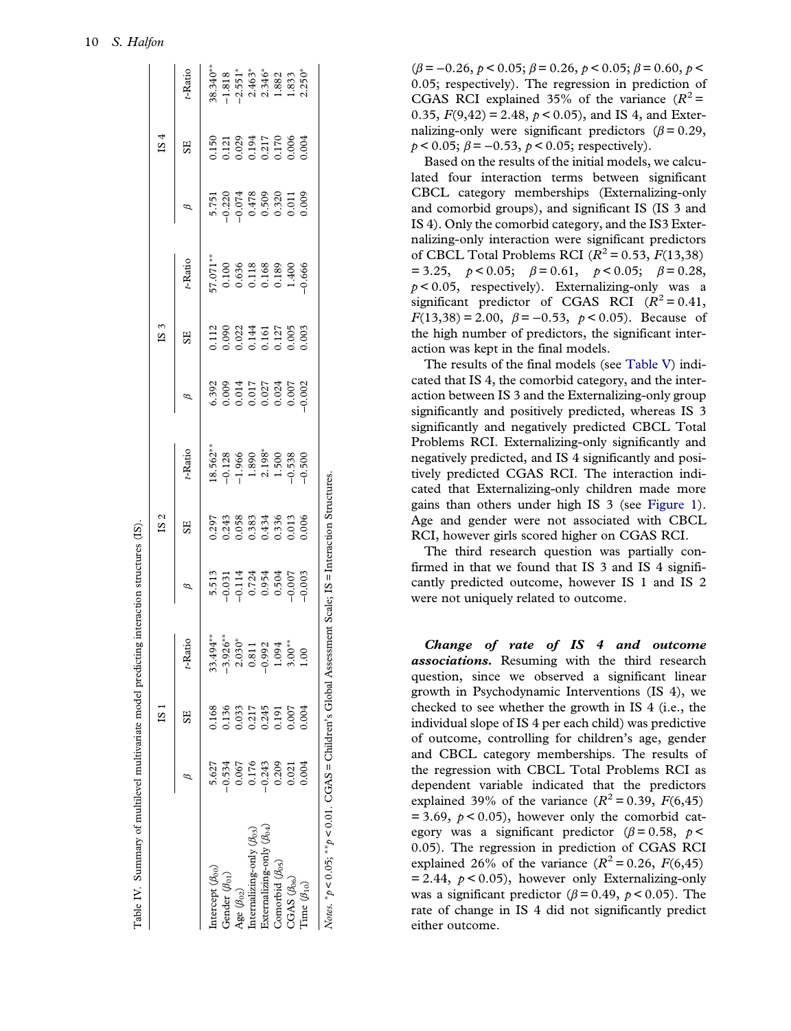Table IV. Summary of multilevel multivariate model predicting interaction structures (IS).

| | IS 1 | | | IS 2 | | | IS 3 | | | IS 4 | | |
|---|---|---|---|---|---|---|---|---|---|---|---|---|
| | $\beta$ | SE | *t*-Ratio | $\beta$ | SE | *t*-Ratio | $\beta$ | SE | *t*-Ratio | $\beta$ | SE | *t*-Ratio |
| Intercept ($\beta_{00}$) | 5.627 | 0.168 | 33.494** | 5.513 | 0.297 | 18.562** | 6.392 | 0.112 | 57.071** | 5.751 | 0.150 | 38.340** |
| Gender ($\beta_{01}$) | −0.534 | 0.136 | −3.926** | −0.031 | 0.243 | −0.128 | 0.009 | 0.090 | 0.100 | −0.220 | 0.121 | −1.818 |
| Age ($\beta_{02}$) | 0.067 | 0.033 | 2.030* | −0.114 | 0.058 | −1.966 | 0.014 | 0.022 | 0.636 | −0.074 | 0.029 | −2.551* |
| Internalizing-only ($\beta_{03}$) | 0.176 | 0.217 | 0.811 | 0.724 | 0.383 | 1.890 | 0.017 | 0.144 | 0.118 | 0.478 | 0.194 | 2.463* |
| Externalizing-only ($\beta_{04}$) | −0.243 | 0.245 | −0.992 | 0.954 | 0.434 | 2.198* | 0.027 | 0.161 | 0.168 | 0.509 | 0.217 | 2.346* |
| Comorbid ($\beta_{05}$) | 0.209 | 0.191 | 1.094 | 0.504 | 0.336 | 1.500 | 0.024 | 0.127 | 0.189 | 0.320 | 0.170 | 1.882 |
| CGAS ($\beta_{06}$) | 0.021 | 0.007 | 3.00** | −0.007 | 0.013 | −0.538 | 0.007 | 0.005 | 1.400 | 0.011 | 0.006 | 1.833 |
| Time ($\beta_{10}$) | 0.004 | 0.004 | 1.00 | −0.003 | 0.006 | −0.500 | −0.002 | 0.003 | −0.666 | 0.009 | 0.004 | 2.250* |

*Notes.* *$p < 0.05$; **$p < 0.01$. CGAS = Children's Global Assessment Scale; IS = Interaction Structures.

($\beta = -0.26$, $p < 0.05$; $\beta = 0.26$, $p < 0.05$; $\beta = 0.60$, $p < 0.05$; respectively). The regression in prediction of CGAS RCI explained 35% of the variance ($R^2 = 0.35$, $F(9,42) = 2.48$, $p < 0.05$), and IS 4, and Externalizing-only were significant predictors ($\beta = 0.29$, $p < 0.05$; $\beta = -0.53$, $p < 0.05$; respectively).

Based on the results of the initial models, we calculated four interaction terms between significant CBCL category memberships (Externalizing-only and comorbid groups), and significant IS (IS 3 and IS 4). Only the comorbid category, and the IS3 Externalizing-only interaction were significant predictors of CBCL Total Problems RCI ($R^2 = 0.53$, $F(13,38) = 3.25$, $p < 0.05$; $\beta = 0.61$, $p < 0.05$; $\beta = 0.28$, $p < 0.05$, respectively). Externalizing-only was a significant predictor of CGAS RCI ($R^2 = 0.41$, $F(13,38) = 2.00$, $\beta = -0.53$, $p < 0.05$). Because of the high number of predictors, the significant interaction was kept in the final models.

The results of the final models (see Table V) indicated that IS 4, the comorbid category, and the interaction between IS 3 and the Externalizing-only group significantly and positively predicted, whereas IS 3 significantly and negatively predicted CBCL Total Problems RCI. Externalizing-only significantly and negatively predicted, and IS 4 significantly and positively predicted CGAS RCI. The interaction indicated that Externalizing-only children made more gains than others under high IS 3 (see Figure 1). Age and gender were not associated with CBCL RCI, however girls scored higher on CGAS RCI.

The third research question was partially confirmed in that we found that IS 3 and IS 4 significantly predicted outcome, however IS 1 and IS 2 were not uniquely related to outcome.

***Change of rate of IS 4 and outcome associations.*** Resuming with the third research question, since we observed a significant linear growth in Psychodynamic Interventions (IS 4), we checked to see whether the growth in IS 4 (i.e., the individual slope of IS 4 per each child) was predictive of outcome, controlling for children's age, gender and CBCL category memberships. The results of the regression with CBCL Total Problems RCI as dependent variable indicated that the predictors explained 39% of the variance ($R^2 = 0.39$, $F(6,45) = 3.69$, $p < 0.05$), however only the comorbid category was a significant predictor ($\beta = 0.58$, $p < 0.05$). The regression in prediction of CGAS RCI explained 26% of the variance ($R^2 = 0.26$, $F(6,45) = 2.44$, $p < 0.05$), however only Externalizing-only was a significant predictor ($\beta = 0.49$, $p < 0.05$). The rate of change in IS 4 did not significantly predict either outcome.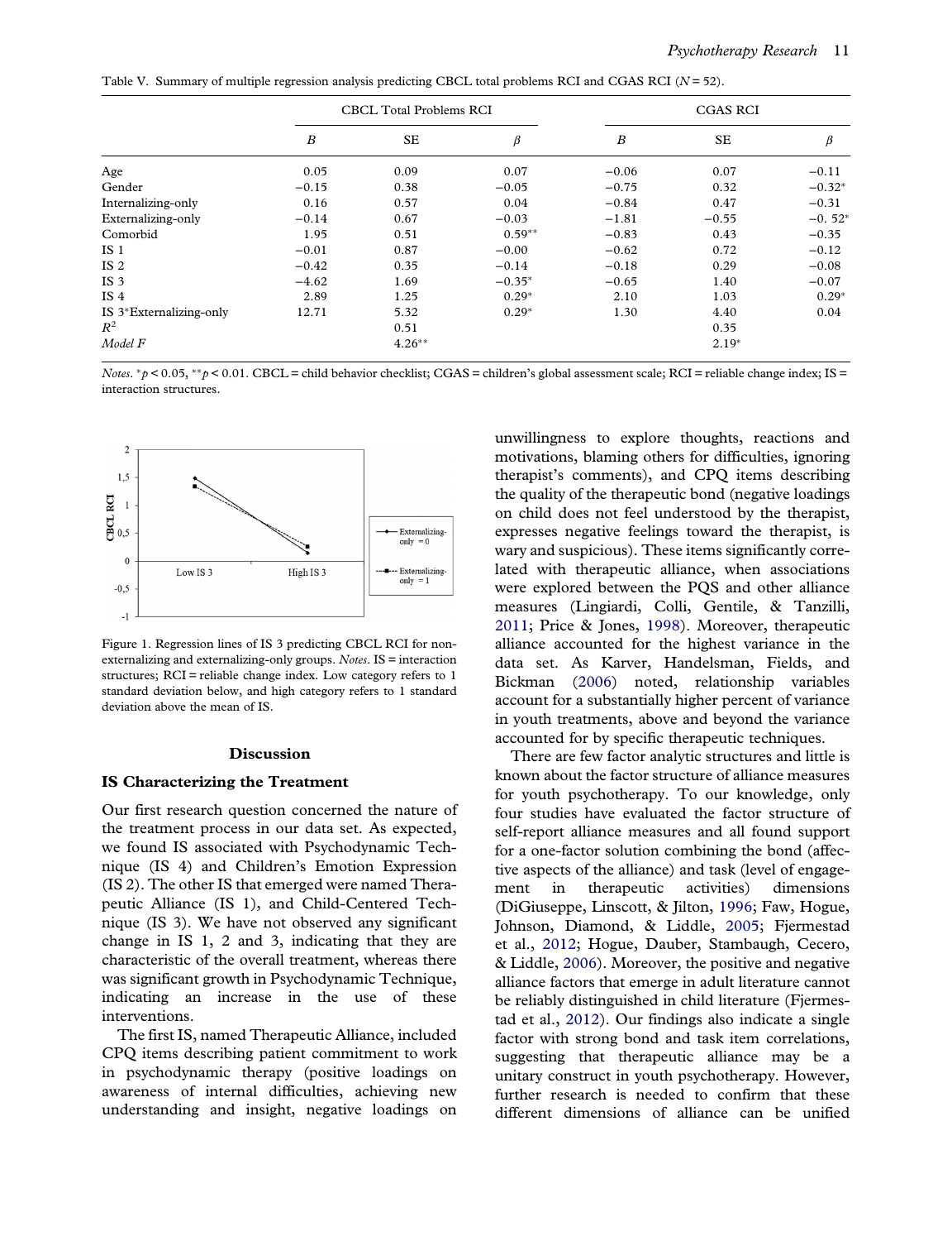Table V. Summary of multiple regression analysis predicting CBCL total problems RCI and CGAS RCI ($N = 52$).

| | CBCL Total Problems RCI | | | CGAS RCI | | |
|---|---|---|---|---|---|---|
| | $B$ | SE | $\beta$ | $B$ | SE | $\beta$ |
| Age | 0.05 | 0.09 | 0.07 | −0.06 | 0.07 | −0.11 |
| Gender | −0.15 | 0.38 | −0.05 | −0.75 | 0.32 | −0.32* |
| Internalizing-only | 0.16 | 0.57 | 0.04 | −0.84 | 0.47 | −0.31 |
| Externalizing-only | −0.14 | 0.67 | −0.03 | −1.81 | −0.55 | −0. 52* |
| Comorbid | 1.95 | 0.51 | 0.59** | −0.83 | 0.43 | −0.35 |
| IS 1 | −0.01 | 0.87 | −0.00 | −0.62 | 0.72 | −0.12 |
| IS 2 | −0.42 | 0.35 | −0.14 | −0.18 | 0.29 | −0.08 |
| IS 3 | −4.62 | 1.69 | −0.35* | −0.65 | 1.40 | −0.07 |
| IS 4 | 2.89 | 1.25 | 0.29* | 2.10 | 1.03 | 0.29* |
| IS 3*Externalizing-only | 12.71 | 5.32 | 0.29* | 1.30 | 4.40 | 0.04 |
| $R^2$ | | 0.51 | | | 0.35 | |
| *Model F* | | 4.26** | | | 2.19* | |

*Notes*. *$p < 0.05$, **$p < 0.01$. CBCL = child behavior checklist; CGAS = children's global assessment scale; RCI = reliable change index; IS = interaction structures.

Figure 1. Regression lines of IS 3 predicting CBCL RCI for non-externalizing and externalizing-only groups. *Notes*. IS = interaction structures; RCI = reliable change index. Low category refers to 1 standard deviation below, and high category refers to 1 standard deviation above the mean of IS.

## Discussion

### IS Characterizing the Treatment

Our first research question concerned the nature of the treatment process in our data set. As expected, we found IS associated with Psychodynamic Technique (IS 4) and Children's Emotion Expression (IS 2). The other IS that emerged were named Therapeutic Alliance (IS 1), and Child-Centered Technique (IS 3). We have not observed any significant change in IS 1, 2 and 3, indicating that they are characteristic of the overall treatment, whereas there was significant growth in Psychodynamic Technique, indicating an increase in the use of these interventions.

The first IS, named Therapeutic Alliance, included CPQ items describing patient commitment to work in psychodynamic therapy (positive loadings on awareness of internal difficulties, achieving new understanding and insight, negative loadings on unwillingness to explore thoughts, reactions and motivations, blaming others for difficulties, ignoring therapist's comments), and CPQ items describing the quality of the therapeutic bond (negative loadings on child does not feel understood by the therapist, expresses negative feelings toward the therapist, is wary and suspicious). These items significantly correlated with therapeutic alliance, when associations were explored between the PQS and other alliance measures (Lingiardi, Colli, Gentile, & Tanzilli, 2011; Price & Jones, 1998). Moreover, therapeutic alliance accounted for the highest variance in the data set. As Karver, Handelsman, Fields, and Bickman (2006) noted, relationship variables account for a substantially higher percent of variance in youth treatments, above and beyond the variance accounted for by specific therapeutic techniques.

There are few factor analytic structures and little is known about the factor structure of alliance measures for youth psychotherapy. To our knowledge, only four studies have evaluated the factor structure of self-report alliance measures and all found support for a one-factor solution combining the bond (affective aspects of the alliance) and task (level of engagement in therapeutic activities) dimensions (DiGiuseppe, Linscott, & Jilton, 1996; Faw, Hogue, Johnson, Diamond, & Liddle, 2005; Fjermestad et al., 2012; Hogue, Dauber, Stambaugh, Cecero, & Liddle, 2006). Moreover, the positive and negative alliance factors that emerge in adult literature cannot be reliably distinguished in child literature (Fjermestad et al., 2012). Our findings also indicate a single factor with strong bond and task item correlations, suggesting that therapeutic alliance may be a unitary construct in youth psychotherapy. However, further research is needed to confirm that these different dimensions of alliance can be unified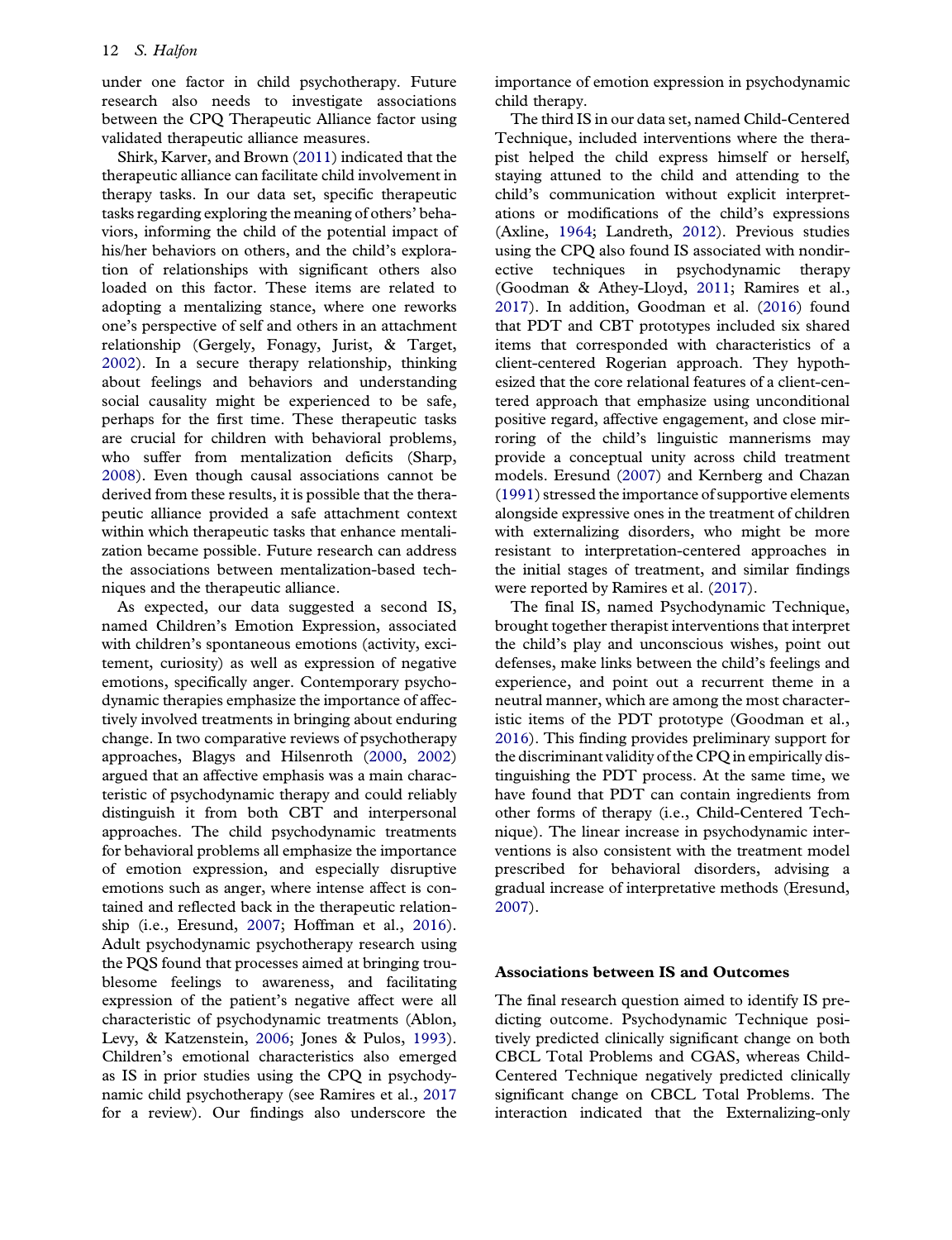under one factor in child psychotherapy. Future research also needs to investigate associations between the CPQ Therapeutic Alliance factor using validated therapeutic alliance measures.

Shirk, Karver, and Brown (2011) indicated that the therapeutic alliance can facilitate child involvement in therapy tasks. In our data set, specific therapeutic tasks regarding exploring the meaning of others' behaviors, informing the child of the potential impact of his/her behaviors on others, and the child's exploration of relationships with significant others also loaded on this factor. These items are related to adopting a mentalizing stance, where one reworks one's perspective of self and others in an attachment relationship (Gergely, Fonagy, Jurist, & Target, 2002). In a secure therapy relationship, thinking about feelings and behaviors and understanding social causality might be experienced to be safe, perhaps for the first time. These therapeutic tasks are crucial for children with behavioral problems, who suffer from mentalization deficits (Sharp, 2008). Even though causal associations cannot be derived from these results, it is possible that the therapeutic alliance provided a safe attachment context within which therapeutic tasks that enhance mentalization became possible. Future research can address the associations between mentalization-based techniques and the therapeutic alliance.

As expected, our data suggested a second IS, named Children's Emotion Expression, associated with children's spontaneous emotions (activity, excitement, curiosity) as well as expression of negative emotions, specifically anger. Contemporary psychodynamic therapies emphasize the importance of affectively involved treatments in bringing about enduring change. In two comparative reviews of psychotherapy approaches, Blagys and Hilsenroth (2000, 2002) argued that an affective emphasis was a main characteristic of psychodynamic therapy and could reliably distinguish it from both CBT and interpersonal approaches. The child psychodynamic treatments for behavioral problems all emphasize the importance of emotion expression, and especially disruptive emotions such as anger, where intense affect is contained and reflected back in the therapeutic relationship (i.e., Eresund, 2007; Hoffman et al., 2016). Adult psychodynamic psychotherapy research using the PQS found that processes aimed at bringing troublesome feelings to awareness, and facilitating expression of the patient's negative affect were all characteristic of psychodynamic treatments (Ablon, Levy, & Katzenstein, 2006; Jones & Pulos, 1993). Children's emotional characteristics also emerged as IS in prior studies using the CPQ in psychodynamic child psychotherapy (see Ramires et al., 2017 for a review). Our findings also underscore the importance of emotion expression in psychodynamic child therapy.

The third IS in our data set, named Child-Centered Technique, included interventions where the therapist helped the child express himself or herself, staying attuned to the child and attending to the child's communication without explicit interpretations or modifications of the child's expressions (Axline, 1964; Landreth, 2012). Previous studies using the CPQ also found IS associated with nondirective techniques in psychodynamic therapy (Goodman & Athey-Lloyd, 2011; Ramires et al., 2017). In addition, Goodman et al. (2016) found that PDT and CBT prototypes included six shared items that corresponded with characteristics of a client-centered Rogerian approach. They hypothesized that the core relational features of a client-centered approach that emphasize using unconditional positive regard, affective engagement, and close mirroring of the child's linguistic mannerisms may provide a conceptual unity across child treatment models. Eresund (2007) and Kernberg and Chazan (1991) stressed the importance of supportive elements alongside expressive ones in the treatment of children with externalizing disorders, who might be more resistant to interpretation-centered approaches in the initial stages of treatment, and similar findings were reported by Ramires et al. (2017).

The final IS, named Psychodynamic Technique, brought together therapist interventions that interpret the child's play and unconscious wishes, point out defenses, make links between the child's feelings and experience, and point out a recurrent theme in a neutral manner, which are among the most characteristic items of the PDT prototype (Goodman et al., 2016). This finding provides preliminary support for the discriminant validity of the CPQ in empirically distinguishing the PDT process. At the same time, we have found that PDT can contain ingredients from other forms of therapy (i.e., Child-Centered Technique). The linear increase in psychodynamic interventions is also consistent with the treatment model prescribed for behavioral disorders, advising a gradual increase of interpretative methods (Eresund, 2007).

### Associations between IS and Outcomes

The final research question aimed to identify IS predicting outcome. Psychodynamic Technique positively predicted clinically significant change on both CBCL Total Problems and CGAS, whereas Child-Centered Technique negatively predicted clinically significant change on CBCL Total Problems. The interaction indicated that the Externalizing-only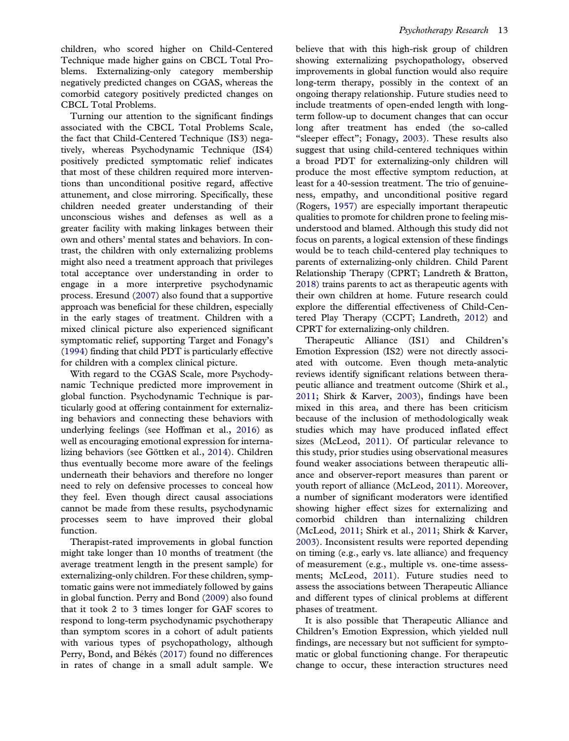children, who scored higher on Child-Centered Technique made higher gains on CBCL Total Problems. Externalizing-only category membership negatively predicted changes on CGAS, whereas the comorbid category positively predicted changes on CBCL Total Problems.

Turning our attention to the significant findings associated with the CBCL Total Problems Scale, the fact that Child-Centered Technique (IS3) negatively, whereas Psychodynamic Technique (IS4) positively predicted symptomatic relief indicates that most of these children required more interventions than unconditional positive regard, affective attunement, and close mirroring. Specifically, these children needed greater understanding of their unconscious wishes and defenses as well as a greater facility with making linkages between their own and others' mental states and behaviors. In contrast, the children with only externalizing problems might also need a treatment approach that privileges total acceptance over understanding in order to engage in a more interpretive psychodynamic process. Eresund (2007) also found that a supportive approach was beneficial for these children, especially in the early stages of treatment. Children with a mixed clinical picture also experienced significant symptomatic relief, supporting Target and Fonagy's (1994) finding that child PDT is particularly effective for children with a complex clinical picture.

With regard to the CGAS Scale, more Psychodynamic Technique predicted more improvement in global function. Psychodynamic Technique is particularly good at offering containment for externalizing behaviors and connecting these behaviors with underlying feelings (see Hoffman et al., 2016) as well as encouraging emotional expression for internalizing behaviors (see Göttken et al., 2014). Children thus eventually become more aware of the feelings underneath their behaviors and therefore no longer need to rely on defensive processes to conceal how they feel. Even though direct causal associations cannot be made from these results, psychodynamic processes seem to have improved their global function.

Therapist-rated improvements in global function might take longer than 10 months of treatment (the average treatment length in the present sample) for externalizing-only children. For these children, symptomatic gains were not immediately followed by gains in global function. Perry and Bond (2009) also found that it took 2 to 3 times longer for GAF scores to respond to long-term psychodynamic psychotherapy than symptom scores in a cohort of adult patients with various types of psychopathology, although Perry, Bond, and Békés (2017) found no differences in rates of change in a small adult sample. We believe that with this high-risk group of children showing externalizing psychopathology, observed improvements in global function would also require long-term therapy, possibly in the context of an ongoing therapy relationship. Future studies need to include treatments of open-ended length with long-term follow-up to document changes that can occur long after treatment has ended (the so-called "sleeper effect"; Fonagy, 2003). These results also suggest that using child-centered techniques within a broad PDT for externalizing-only children will produce the most effective symptom reduction, at least for a 40-session treatment. The trio of genuineness, empathy, and unconditional positive regard (Rogers, 1957) are especially important therapeutic qualities to promote for children prone to feeling misunderstood and blamed. Although this study did not focus on parents, a logical extension of these findings would be to teach child-centered play techniques to parents of externalizing-only children. Child Parent Relationship Therapy (CPRT; Landreth & Bratton, 2018) trains parents to act as therapeutic agents with their own children at home. Future research could explore the differential effectiveness of Child-Centered Play Therapy (CCPT; Landreth, 2012) and CPRT for externalizing-only children.

Therapeutic Alliance (IS1) and Children's Emotion Expression (IS2) were not directly associated with outcome. Even though meta-analytic reviews identify significant relations between therapeutic alliance and treatment outcome (Shirk et al., 2011; Shirk & Karver, 2003), findings have been mixed in this area, and there has been criticism because of the inclusion of methodologically weak studies which may have produced inflated effect sizes (McLeod, 2011). Of particular relevance to this study, prior studies using observational measures found weaker associations between therapeutic alliance and observer-report measures than parent or youth report of alliance (McLeod, 2011). Moreover, a number of significant moderators were identified showing higher effect sizes for externalizing and comorbid children than internalizing children (McLeod, 2011; Shirk et al., 2011; Shirk & Karver, 2003). Inconsistent results were reported depending on timing (e.g., early vs. late alliance) and frequency of measurement (e.g., multiple vs. one-time assessments; McLeod, 2011). Future studies need to assess the associations between Therapeutic Alliance and different types of clinical problems at different phases of treatment.

It is also possible that Therapeutic Alliance and Children's Emotion Expression, which yielded null findings, are necessary but not sufficient for symptomatic or global functioning change. For therapeutic change to occur, these interaction structures need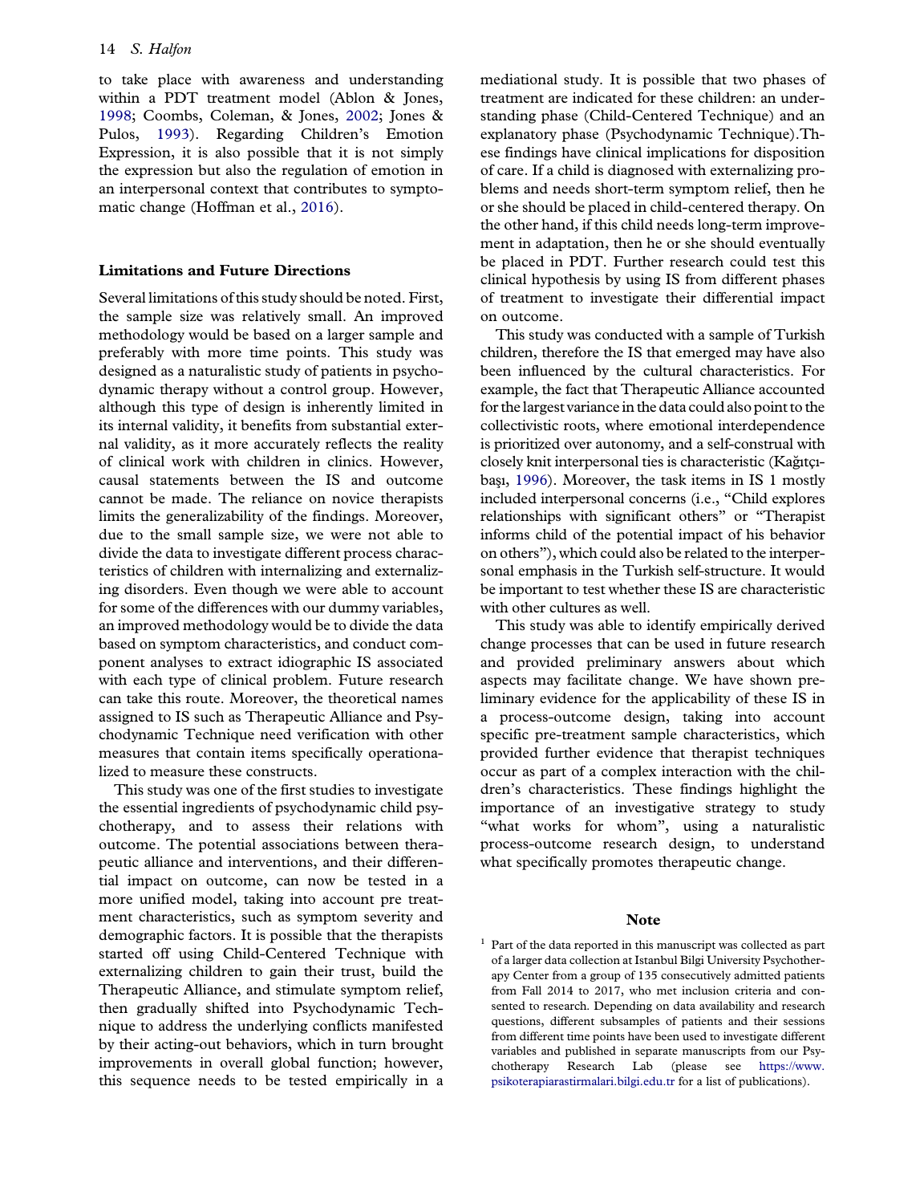to take place with awareness and understanding within a PDT treatment model (Ablon & Jones, 1998; Coombs, Coleman, & Jones, 2002; Jones & Pulos, 1993). Regarding Children's Emotion Expression, it is also possible that it is not simply the expression but also the regulation of emotion in an interpersonal context that contributes to symptomatic change (Hoffman et al., 2016).

## Limitations and Future Directions

Several limitations of this study should be noted. First, the sample size was relatively small. An improved methodology would be based on a larger sample and preferably with more time points. This study was designed as a naturalistic study of patients in psychodynamic therapy without a control group. However, although this type of design is inherently limited in its internal validity, it benefits from substantial external validity, as it more accurately reflects the reality of clinical work with children in clinics. However, causal statements between the IS and outcome cannot be made. The reliance on novice therapists limits the generalizability of the findings. Moreover, due to the small sample size, we were not able to divide the data to investigate different process characteristics of children with internalizing and externalizing disorders. Even though we were able to account for some of the differences with our dummy variables, an improved methodology would be to divide the data based on symptom characteristics, and conduct component analyses to extract idiographic IS associated with each type of clinical problem. Future research can take this route. Moreover, the theoretical names assigned to IS such as Therapeutic Alliance and Psychodynamic Technique need verification with other measures that contain items specifically operationalized to measure these constructs.

This study was one of the first studies to investigate the essential ingredients of psychodynamic child psychotherapy, and to assess their relations with outcome. The potential associations between therapeutic alliance and interventions, and their differential impact on outcome, can now be tested in a more unified model, taking into account pre treatment characteristics, such as symptom severity and demographic factors. It is possible that the therapists started off using Child-Centered Technique with externalizing children to gain their trust, build the Therapeutic Alliance, and stimulate symptom relief, then gradually shifted into Psychodynamic Technique to address the underlying conflicts manifested by their acting-out behaviors, which in turn brought improvements in overall global function; however, this sequence needs to be tested empirically in a mediational study. It is possible that two phases of treatment are indicated for these children: an understanding phase (Child-Centered Technique) and an explanatory phase (Psychodynamic Technique).These findings have clinical implications for disposition of care. If a child is diagnosed with externalizing problems and needs short-term symptom relief, then he or she should be placed in child-centered therapy. On the other hand, if this child needs long-term improvement in adaptation, then he or she should eventually be placed in PDT. Further research could test this clinical hypothesis by using IS from different phases of treatment to investigate their differential impact on outcome.

This study was conducted with a sample of Turkish children, therefore the IS that emerged may have also been influenced by the cultural characteristics. For example, the fact that Therapeutic Alliance accounted for the largest variance in the data could also point to the collectivistic roots, where emotional interdependence is prioritized over autonomy, and a self-construal with closely knit interpersonal ties is characteristic (Kağıtçıbaşı, 1996). Moreover, the task items in IS 1 mostly included interpersonal concerns (i.e., "Child explores relationships with significant others" or "Therapist informs child of the potential impact of his behavior on others"), which could also be related to the interpersonal emphasis in the Turkish self-structure. It would be important to test whether these IS are characteristic with other cultures as well.

This study was able to identify empirically derived change processes that can be used in future research and provided preliminary answers about which aspects may facilitate change. We have shown preliminary evidence for the applicability of these IS in a process-outcome design, taking into account specific pre-treatment sample characteristics, which provided further evidence that therapist techniques occur as part of a complex interaction with the children's characteristics. These findings highlight the importance of an investigative strategy to study "what works for whom", using a naturalistic process-outcome research design, to understand what specifically promotes therapeutic change.

## Note

[1] Part of the data reported in this manuscript was collected as part of a larger data collection at Istanbul Bilgi University Psychotherapy Center from a group of 135 consecutively admitted patients from Fall 2014 to 2017, who met inclusion criteria and consented to research. Depending on data availability and research questions, different subsamples of patients and their sessions from different time points have been used to investigate different variables and published in separate manuscripts from our Psychotherapy Research Lab (please see https://www.psikoterapiarastirmalari.bilgi.edu.tr for a list of publications).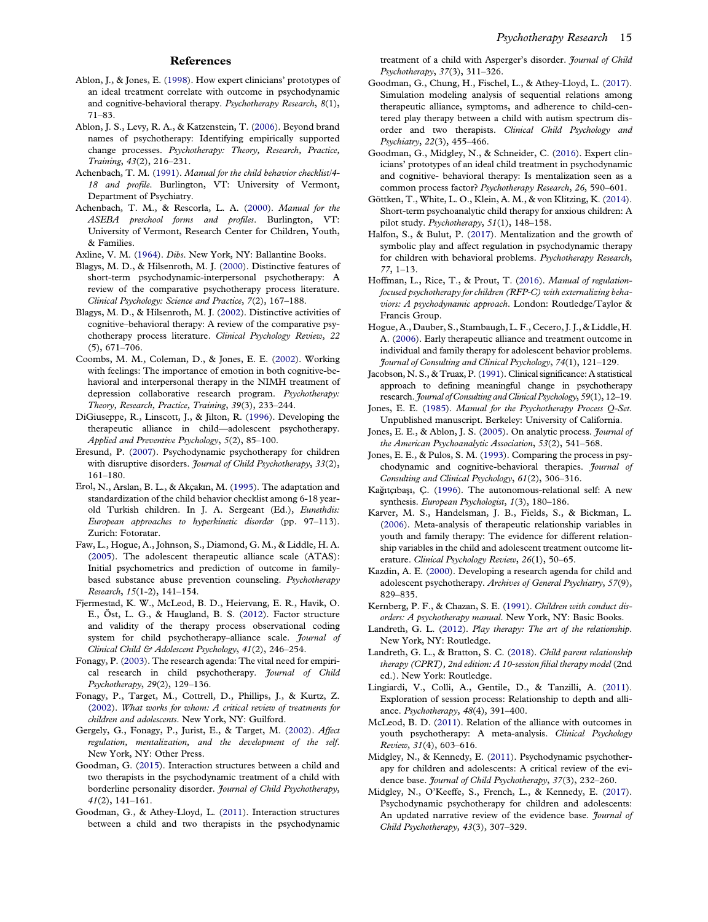## References

Ablon, J., & Jones, E. (1998). How expert clinicians' prototypes of an ideal treatment correlate with outcome in psychodynamic and cognitive-behavioral therapy. *Psychotherapy Research*, *8*(1), 71–83.

Ablon, J. S., Levy, R. A., & Katzenstein, T. (2006). Beyond brand names of psychotherapy: Identifying empirically supported change processes. *Psychotherapy: Theory, Research, Practice, Training*, *43*(2), 216–231.

Achenbach, T. M. (1991). *Manual for the child behavior checklist/4-18 and profile*. Burlington, VT: University of Vermont, Department of Psychiatry.

Achenbach, T. M., & Rescorla, L. A. (2000). *Manual for the ASEBA preschool forms and profiles*. Burlington, VT: University of Vermont, Research Center for Children, Youth, & Families.

Axline, V. M. (1964). *Dibs*. New York, NY: Ballantine Books.

Blagys, M. D., & Hilsenroth, M. J. (2000). Distinctive features of short-term psychodynamic-interpersonal psychotherapy: A review of the comparative psychotherapy process literature. *Clinical Psychology: Science and Practice*, *7*(2), 167–188.

Blagys, M. D., & Hilsenroth, M. J. (2002). Distinctive activities of cognitive–behavioral therapy: A review of the comparative psychotherapy process literature. *Clinical Psychology Review*, *22* (5), 671–706.

Coombs, M. M., Coleman, D., & Jones, E. E. (2002). Working with feelings: The importance of emotion in both cognitive-behavioral and interpersonal therapy in the NIMH treatment of depression collaborative research program. *Psychotherapy: Theory, Research, Practice, Training*, *39*(3), 233–244.

DiGiuseppe, R., Linscott, J., & Jilton, R. (1996). Developing the therapeutic alliance in child—adolescent psychotherapy. *Applied and Preventive Psychology*, *5*(2), 85–100.

Eresund, P. (2007). Psychodynamic psychotherapy for children with disruptive disorders. *Journal of Child Psychotherapy*, *33*(2), 161–180.

Erol, N., Arslan, B. L., & Akçakın, M. (1995). The adaptation and standardization of the child behavior checklist among 6-18 year-old Turkish children. In J. A. Sergeant (Ed.), *Eunethdis: European approaches to hyperkinetic disorder* (pp. 97–113). Zurich: Fotoratar.

Faw, L., Hogue, A., Johnson, S., Diamond, G. M., & Liddle, H. A. (2005). The adolescent therapeutic alliance scale (ATAS): Initial psychometrics and prediction of outcome in family-based substance abuse prevention counseling. *Psychotherapy Research*, *15*(1-2), 141–154.

Fjermestad, K. W., McLeod, B. D., Heiervang, E. R., Havik, O. E., Öst, L. G., & Haugland, B. S. (2012). Factor structure and validity of the therapy process observational coding system for child psychotherapy–alliance scale. *Journal of Clinical Child & Adolescent Psychology*, *41*(2), 246–254.

Fonagy, P. (2003). The research agenda: The vital need for empirical research in child psychotherapy. *Journal of Child Psychotherapy*, *29*(2), 129–136.

Fonagy, P., Target, M., Cottrell, D., Phillips, J., & Kurtz, Z. (2002). *What works for whom: A critical review of treatments for children and adolescents*. New York, NY: Guilford.

Gergely, G., Fonagy, P., Jurist, E., & Target, M. (2002). *Affect regulation, mentalization, and the development of the self*. New York, NY: Other Press.

Goodman, G. (2015). Interaction structures between a child and two therapists in the psychodynamic treatment of a child with borderline personality disorder. *Journal of Child Psychotherapy*, *41*(2), 141–161.

Goodman, G., & Athey-Lloyd, L. (2011). Interaction structures between a child and two therapists in the psychodynamic treatment of a child with Asperger's disorder. *Journal of Child Psychotherapy*, *37*(3), 311–326.

Goodman, G., Chung, H., Fischel, L., & Athey-Lloyd, L. (2017). Simulation modeling analysis of sequential relations among therapeutic alliance, symptoms, and adherence to child-centered play therapy between a child with autism spectrum disorder and two therapists. *Clinical Child Psychology and Psychiatry*, *22*(3), 455–466.

Goodman, G., Midgley, N., & Schneider, C. (2016). Expert clinicians' prototypes of an ideal child treatment in psychodynamic and cognitive- behavioral therapy: Is mentalization seen as a common process factor? *Psychotherapy Research*, *26*, 590–601.

Göttken, T., White, L. O., Klein, A. M., & von Klitzing, K. (2014). Short-term psychoanalytic child therapy for anxious children: A pilot study. *Psychotherapy*, *51*(1), 148–158.

Halfon, S., & Bulut, P. (2017). Mentalization and the growth of symbolic play and affect regulation in psychodynamic therapy for children with behavioral problems. *Psychotherapy Research*, *77*, 1–13.

Hoffman, L., Rice, T., & Prout, T. (2016). *Manual of regulation-focused psychotherapy for children (RFP-C) with externalizing behaviors: A psychodynamic approach*. London: Routledge/Taylor & Francis Group.

Hogue, A., Dauber, S., Stambaugh, L. F., Cecero, J. J., & Liddle, H. A. (2006). Early therapeutic alliance and treatment outcome in individual and family therapy for adolescent behavior problems. *Journal of Consulting and Clinical Psychology*, *74*(1), 121–129.

Jacobson, N. S., & Truax, P. (1991). Clinical significance: A statistical approach to defining meaningful change in psychotherapy research. *Journal of Consulting and Clinical Psychology*, *59*(1), 12–19.

Jones, E. E. (1985). *Manual for the Psychotherapy Process Q-Set*. Unpublished manuscript. Berkeley: University of California.

Jones, E. E., & Ablon, J. S. (2005). On analytic process. *Journal of the American Psychoanalytic Association*, *53*(2), 541–568.

Jones, E. E., & Pulos, S. M. (1993). Comparing the process in psychodynamic and cognitive-behavioral therapies. *Journal of Consulting and Clinical Psychology*, *61*(2), 306–316.

Kağıtçıbaşı, Ç. (1996). The autonomous-relational self: A new synthesis. *European Psychologist*, *1*(3), 180–186.

Karver, M. S., Handelsman, J. B., Fields, S., & Bickman, L. (2006). Meta-analysis of therapeutic relationship variables in youth and family therapy: The evidence for different relationship variables in the child and adolescent treatment outcome literature. *Clinical Psychology Review*, *26*(1), 50–65.

Kazdin, A. E. (2000). Developing a research agenda for child and adolescent psychotherapy. *Archives of General Psychiatry*, *57*(9), 829–835.

Kernberg, P. F., & Chazan, S. E. (1991). *Children with conduct disorders: A psychotherapy manual*. New York, NY: Basic Books.

Landreth, G. L. (2012). *Play therapy: The art of the relationship*. New York, NY: Routledge.

Landreth, G. L., & Bratton, S. C. (2018). *Child parent relationship therapy (CPRT), 2nd edition: A 10-session filial therapy model* (2nd ed.). New York: Routledge.

Lingiardi, V., Colli, A., Gentile, D., & Tanzilli, A. (2011). Exploration of session process: Relationship to depth and alliance. *Psychotherapy*, *48*(4), 391–400.

McLeod, B. D. (2011). Relation of the alliance with outcomes in youth psychotherapy: A meta-analysis. *Clinical Psychology Review*, *31*(4), 603–616.

Midgley, N., & Kennedy, E. (2011). Psychodynamic psychotherapy for children and adolescents: A critical review of the evidence base. *Journal of Child Psychotherapy*, *37*(3), 232–260.

Midgley, N., O'Keeffe, S., French, L., & Kennedy, E. (2017). Psychodynamic psychotherapy for children and adolescents: An updated narrative review of the evidence base. *Journal of Child Psychotherapy*, *43*(3), 307–329.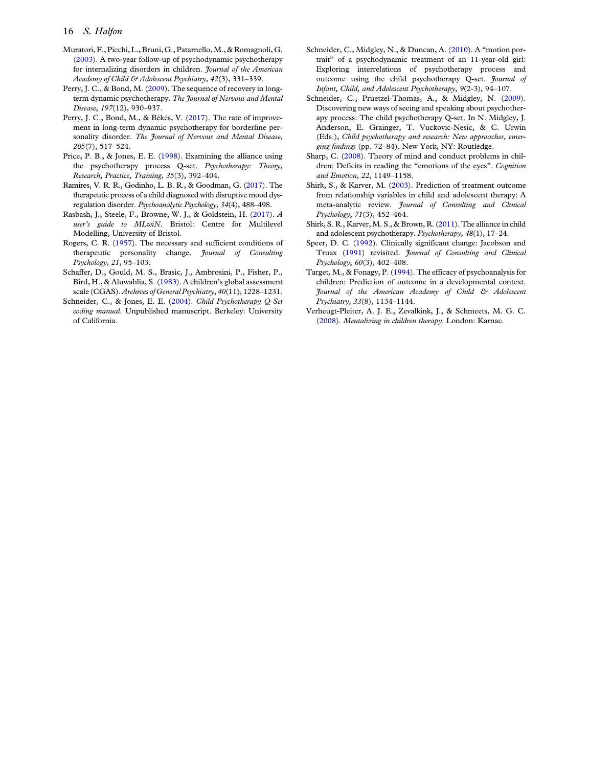Muratori, F., Picchi, L., Bruni, G., Patarnello, M., & Romagnoli, G. (2003). A two-year follow-up of psychodynamic psychotherapy for internalizing disorders in children. *Journal of the American Academy of Child & Adolescent Psychiatry*, *42*(3), 331–339.

Perry, J. C., & Bond, M. (2009). The sequence of recovery in long-term dynamic psychotherapy. *The Journal of Nervous and Mental Disease*, *197*(12), 930–937.

Perry, J. C., Bond, M., & Békés, V. (2017). The rate of improvement in long-term dynamic psychotherapy for borderline personality disorder. *The Journal of Nervous and Mental Disease*, *205*(7), 517–524.

Price, P. B., & Jones, E. E. (1998). Examining the alliance using the psychotherapy process Q-set. *Psychotherapy: Theory, Research, Practice, Training*, *35*(3), 392–404.

Ramires, V. R. R., Godinho, L. B. R., & Goodman, G. (2017). The therapeutic process of a child diagnosed with disruptive mood dysregulation disorder. *Psychoanalytic Psychology*, *34*(4), 488–498.

Rasbash, J., Steele, F., Browne, W. J., & Goldstein, H. (2017). *A user's guide to MLwiN*. Bristol: Centre for Multilevel Modelling, University of Bristol.

Rogers, C. R. (1957). The necessary and sufficient conditions of therapeutic personality change. *Journal of Consulting Psychology*, *21*, 95–103.

Schaffer, D., Gould, M. S., Brasic, J., Ambrosini, P., Fisher, P., Bird, H., & Aluwahlia, S. (1983). A children's global assessment scale (CGAS). *Archives of General Psychiatry*, *40*(11), 1228–1231.

Schneider, C., & Jones, E. E. (2004). *Child Psychotherapy Q-Set coding manual*. Unpublished manuscript. Berkeley: University of California.

Schneider, C., Midgley, N., & Duncan, A. (2010). A "motion portrait" of a psychodynamic treatment of an 11-year-old girl: Exploring interrelations of psychotherapy process and outcome using the child psychotherapy Q-set. *Journal of Infant, Child, and Adolescent Psychotherapy*, *9*(2-3), 94–107.

Schneider, C., Pruetzel-Thomas, A., & Midgley, N. (2009). Discovering new ways of seeing and speaking about psychotherapy process: The child psychotherapy Q-set. In N. Midgley, J. Anderson, E. Grainger, T. Vuckovic-Nesic, & C. Urwin (Eds.), *Child psychotherapy and research: New approaches, emerging findings* (pp. 72–84). New York, NY: Routledge.

Sharp, C. (2008). Theory of mind and conduct problems in children: Deficits in reading the "emotions of the eyes". *Cognition and Emotion*, *22*, 1149–1158.

Shirk, S., & Karver, M. (2003). Prediction of treatment outcome from relationship variables in child and adolescent therapy: A meta-analytic review. *Journal of Consulting and Clinical Psychology*, *71*(3), 452–464.

Shirk, S. R., Karver, M. S., & Brown, R. (2011). The alliance in child and adolescent psychotherapy. *Psychotherapy*, *48*(1), 17–24.

Speer, D. C. (1992). Clinically significant change: Jacobson and Truax (1991) revisited. *Journal of Consulting and Clinical Psychology*, *60*(3), 402–408.

Target, M., & Fonagy, P. (1994). The efficacy of psychoanalysis for children: Prediction of outcome in a developmental context. *Journal of the American Academy of Child & Adolescent Psychiatry*, *33*(8), 1134–1144.

Verheugt-Pleiter, A. J. E., Zevalkink, J., & Schmeets, M. G. C. (2008). *Mentalizing in children therapy*. London: Karnac.